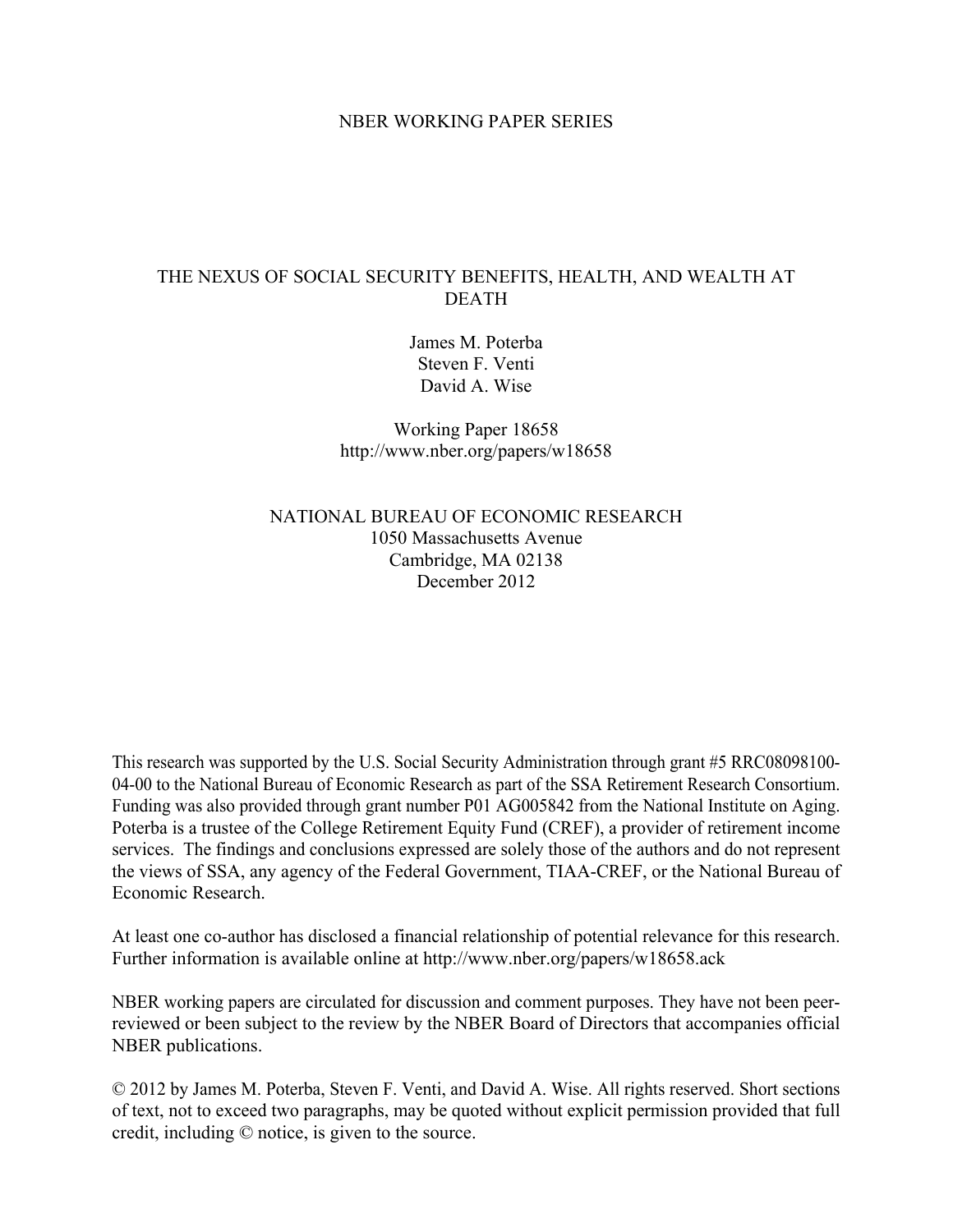NBER WORKING PAPER SERIES

# THE NEXUS OF SOCIAL SECURITY BENEFITS, HEALTH, AND WEALTH AT DEATH

James M. Poterba
Steven F. Venti
David A. Wise

Working Paper 18658
http://www.nber.org/papers/w18658

NATIONAL BUREAU OF ECONOMIC RESEARCH
1050 Massachusetts Avenue
Cambridge, MA 02138
December 2012

This research was supported by the U.S. Social Security Administration through grant #5 RRC08098100-04-00 to the National Bureau of Economic Research as part of the SSA Retirement Research Consortium. Funding was also provided through grant number P01 AG005842 from the National Institute on Aging. Poterba is a trustee of the College Retirement Equity Fund (CREF), a provider of retirement income services. The findings and conclusions expressed are solely those of the authors and do not represent the views of SSA, any agency of the Federal Government, TIAA-CREF, or the National Bureau of Economic Research.

At least one co-author has disclosed a financial relationship of potential relevance for this research. Further information is available online at http://www.nber.org/papers/w18658.ack

NBER working papers are circulated for discussion and comment purposes. They have not been peer-reviewed or been subject to the review by the NBER Board of Directors that accompanies official NBER publications.

© 2012 by James M. Poterba, Steven F. Venti, and David A. Wise. All rights reserved. Short sections of text, not to exceed two paragraphs, may be quoted without explicit permission provided that full credit, including © notice, is given to the source.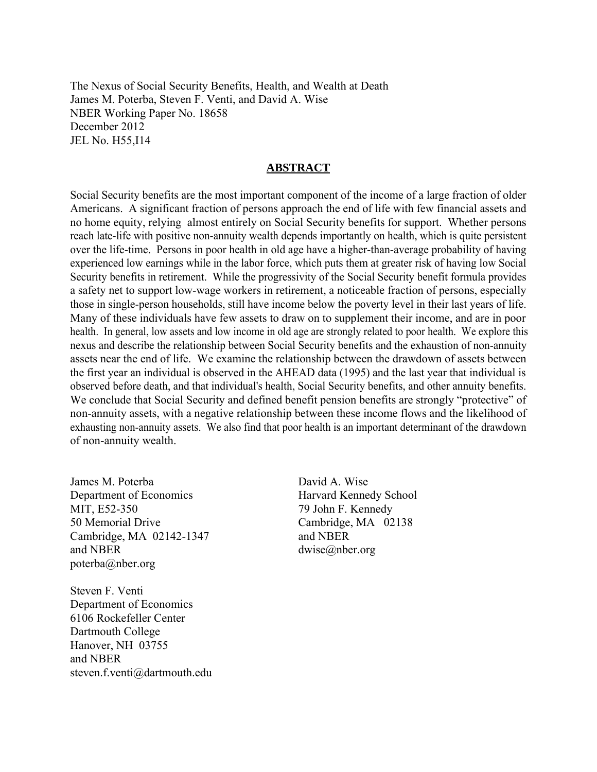The Nexus of Social Security Benefits, Health, and Wealth at Death
James M. Poterba, Steven F. Venti, and David A. Wise
NBER Working Paper No. 18658
December 2012
JEL No. H55,I14

## ABSTRACT

Social Security benefits are the most important component of the income of a large fraction of older Americans. A significant fraction of persons approach the end of life with few financial assets and no home equity, relying almost entirely on Social Security benefits for support. Whether persons reach late-life with positive non-annuity wealth depends importantly on health, which is quite persistent over the life-time. Persons in poor health in old age have a higher-than-average probability of having experienced low earnings while in the labor force, which puts them at greater risk of having low Social Security benefits in retirement. While the progressivity of the Social Security benefit formula provides a safety net to support low-wage workers in retirement, a noticeable fraction of persons, especially those in single-person households, still have income below the poverty level in their last years of life. Many of these individuals have few assets to draw on to supplement their income, and are in poor health. In general, low assets and low income in old age are strongly related to poor health. We explore this nexus and describe the relationship between Social Security benefits and the exhaustion of non-annuity assets near the end of life. We examine the relationship between the drawdown of assets between the first year an individual is observed in the AHEAD data (1995) and the last year that individual is observed before death, and that individual's health, Social Security benefits, and other annuity benefits. We conclude that Social Security and defined benefit pension benefits are strongly "protective" of non-annuity assets, with a negative relationship between these income flows and the likelihood of exhausting non-annuity assets. We also find that poor health is an important determinant of the drawdown of non-annuity wealth.

James M. Poterba
Department of Economics
MIT, E52-350
50 Memorial Drive
Cambridge, MA 02142-1347
and NBER
poterba@nber.org

Steven F. Venti
Department of Economics
6106 Rockefeller Center
Dartmouth College
Hanover, NH 03755
and NBER
steven.f.venti@dartmouth.edu

David A. Wise
Harvard Kennedy School
79 John F. Kennedy
Cambridge, MA 02138
and NBER
dwise@nber.org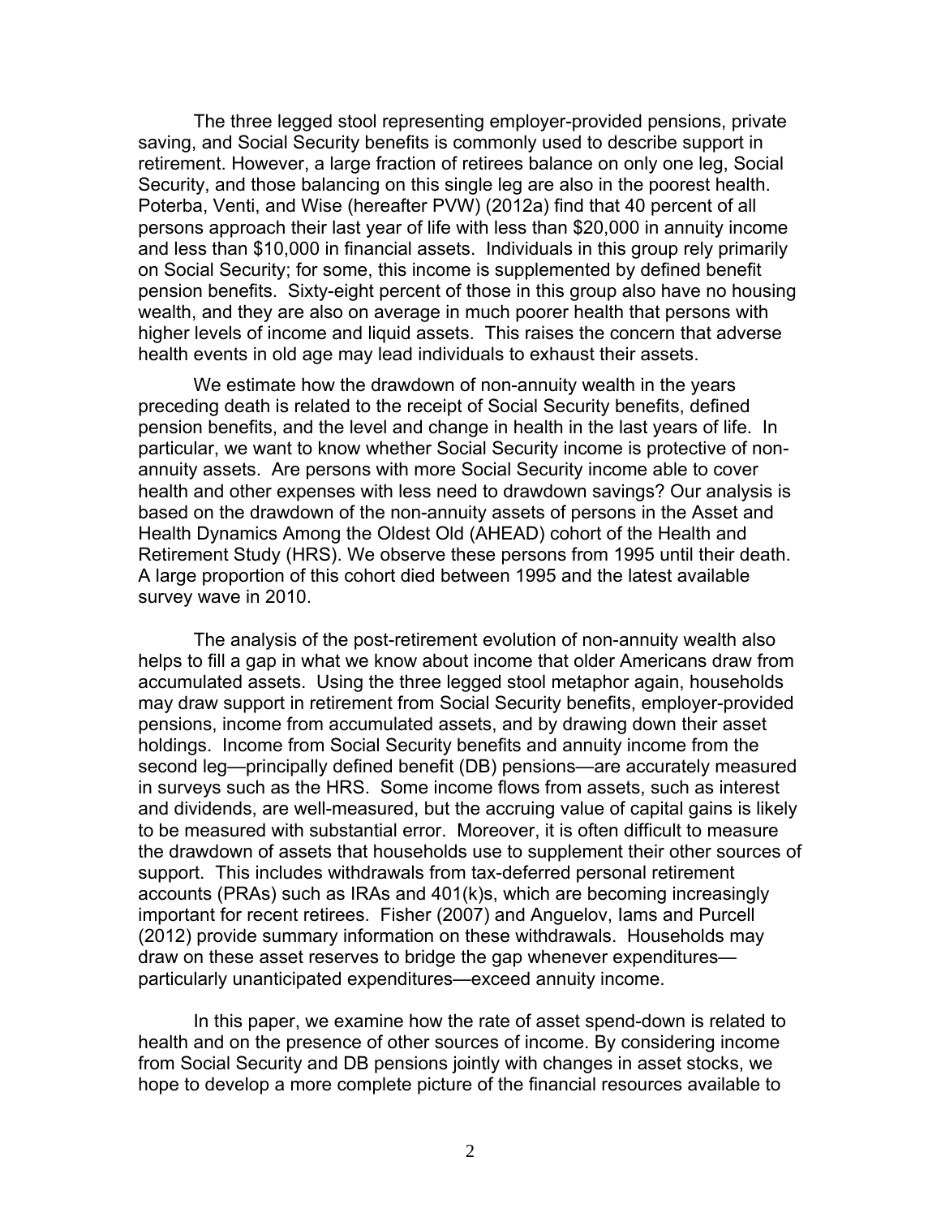The three legged stool representing employer-provided pensions, private saving, and Social Security benefits is commonly used to describe support in retirement. However, a large fraction of retirees balance on only one leg, Social Security, and those balancing on this single leg are also in the poorest health. Poterba, Venti, and Wise (hereafter PVW) (2012a) find that 40 percent of all persons approach their last year of life with less than $20,000 in annuity income and less than $10,000 in financial assets. Individuals in this group rely primarily on Social Security; for some, this income is supplemented by defined benefit pension benefits. Sixty-eight percent of those in this group also have no housing wealth, and they are also on average in much poorer health that persons with higher levels of income and liquid assets. This raises the concern that adverse health events in old age may lead individuals to exhaust their assets.

We estimate how the drawdown of non-annuity wealth in the years preceding death is related to the receipt of Social Security benefits, defined pension benefits, and the level and change in health in the last years of life. In particular, we want to know whether Social Security income is protective of non-annuity assets. Are persons with more Social Security income able to cover health and other expenses with less need to drawdown savings? Our analysis is based on the drawdown of the non-annuity assets of persons in the Asset and Health Dynamics Among the Oldest Old (AHEAD) cohort of the Health and Retirement Study (HRS). We observe these persons from 1995 until their death. A large proportion of this cohort died between 1995 and the latest available survey wave in 2010.

The analysis of the post-retirement evolution of non-annuity wealth also helps to fill a gap in what we know about income that older Americans draw from accumulated assets. Using the three legged stool metaphor again, households may draw support in retirement from Social Security benefits, employer-provided pensions, income from accumulated assets, and by drawing down their asset holdings. Income from Social Security benefits and annuity income from the second leg—principally defined benefit (DB) pensions—are accurately measured in surveys such as the HRS. Some income flows from assets, such as interest and dividends, are well-measured, but the accruing value of capital gains is likely to be measured with substantial error. Moreover, it is often difficult to measure the drawdown of assets that households use to supplement their other sources of support. This includes withdrawals from tax-deferred personal retirement accounts (PRAs) such as IRAs and 401(k)s, which are becoming increasingly important for recent retirees. Fisher (2007) and Anguelov, Iams and Purcell (2012) provide summary information on these withdrawals. Households may draw on these asset reserves to bridge the gap whenever expenditures—particularly unanticipated expenditures—exceed annuity income.

In this paper, we examine how the rate of asset spend-down is related to health and on the presence of other sources of income. By considering income from Social Security and DB pensions jointly with changes in asset stocks, we hope to develop a more complete picture of the financial resources available to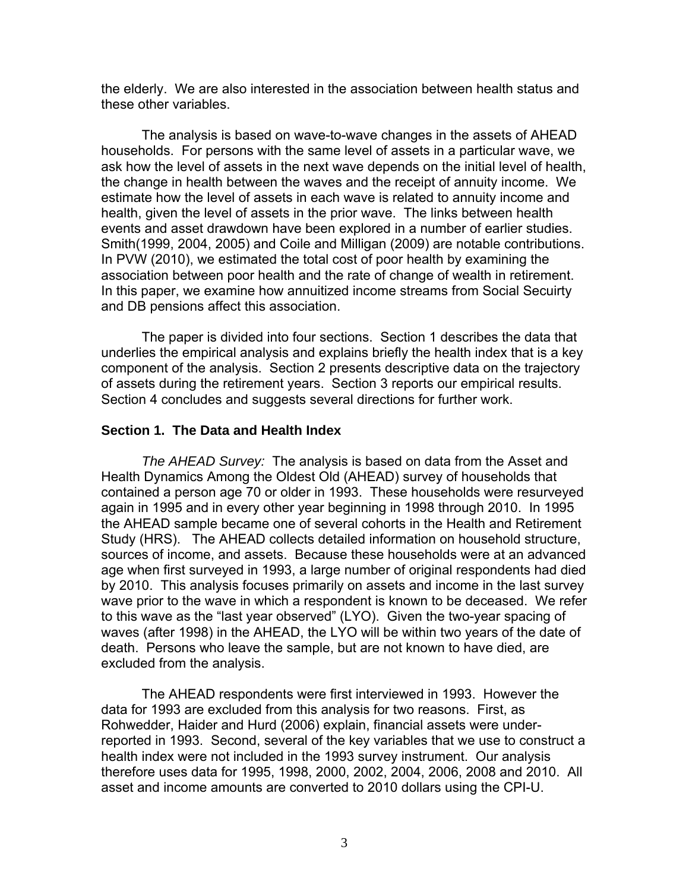the elderly. We are also interested in the association between health status and these other variables.

The analysis is based on wave-to-wave changes in the assets of AHEAD households. For persons with the same level of assets in a particular wave, we ask how the level of assets in the next wave depends on the initial level of health, the change in health between the waves and the receipt of annuity income. We estimate how the level of assets in each wave is related to annuity income and health, given the level of assets in the prior wave. The links between health events and asset drawdown have been explored in a number of earlier studies. Smith(1999, 2004, 2005) and Coile and Milligan (2009) are notable contributions. In PVW (2010), we estimated the total cost of poor health by examining the association between poor health and the rate of change of wealth in retirement. In this paper, we examine how annuitized income streams from Social Secuirty and DB pensions affect this association.

The paper is divided into four sections. Section 1 describes the data that underlies the empirical analysis and explains briefly the health index that is a key component of the analysis. Section 2 presents descriptive data on the trajectory of assets during the retirement years. Section 3 reports our empirical results. Section 4 concludes and suggests several directions for further work.

## Section 1. The Data and Health Index

*The AHEAD Survey:* The analysis is based on data from the Asset and Health Dynamics Among the Oldest Old (AHEAD) survey of households that contained a person age 70 or older in 1993. These households were resurveyed again in 1995 and in every other year beginning in 1998 through 2010. In 1995 the AHEAD sample became one of several cohorts in the Health and Retirement Study (HRS). The AHEAD collects detailed information on household structure, sources of income, and assets. Because these households were at an advanced age when first surveyed in 1993, a large number of original respondents had died by 2010. This analysis focuses primarily on assets and income in the last survey wave prior to the wave in which a respondent is known to be deceased. We refer to this wave as the "last year observed" (LYO). Given the two-year spacing of waves (after 1998) in the AHEAD, the LYO will be within two years of the date of death. Persons who leave the sample, but are not known to have died, are excluded from the analysis.

The AHEAD respondents were first interviewed in 1993. However the data for 1993 are excluded from this analysis for two reasons. First, as Rohwedder, Haider and Hurd (2006) explain, financial assets were under-reported in 1993. Second, several of the key variables that we use to construct a health index were not included in the 1993 survey instrument. Our analysis therefore uses data for 1995, 1998, 2000, 2002, 2004, 2006, 2008 and 2010. All asset and income amounts are converted to 2010 dollars using the CPI-U.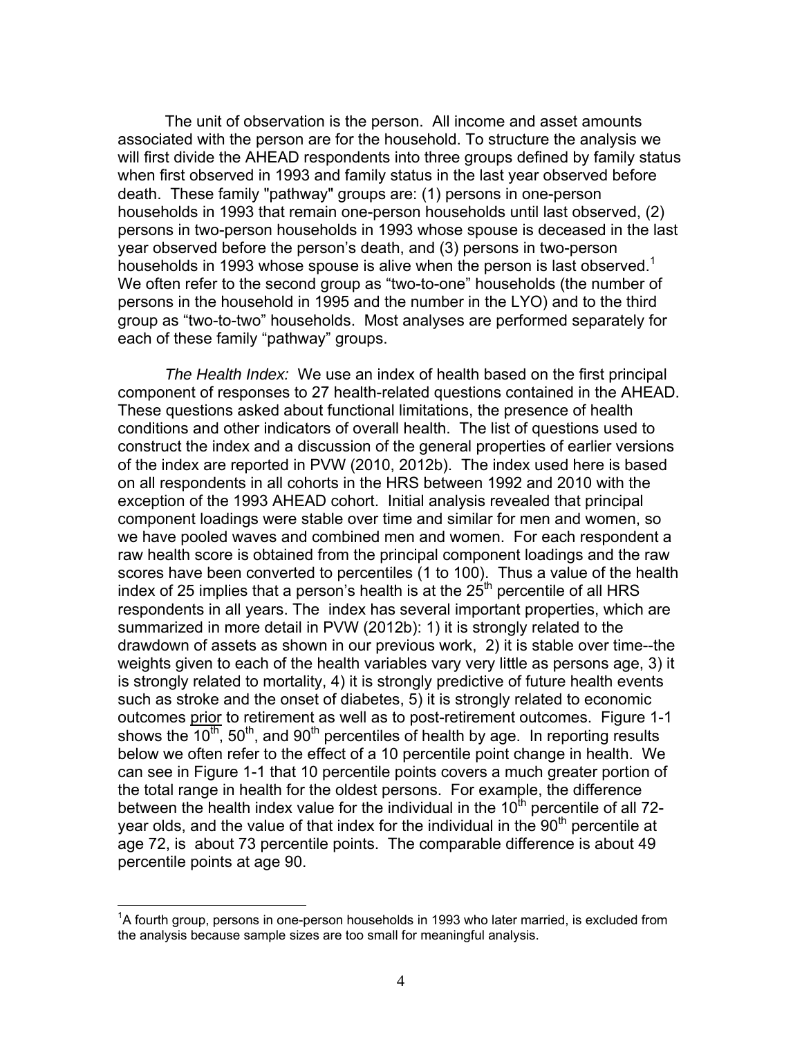The unit of observation is the person. All income and asset amounts associated with the person are for the household. To structure the analysis we will first divide the AHEAD respondents into three groups defined by family status when first observed in 1993 and family status in the last year observed before death. These family "pathway" groups are: (1) persons in one-person households in 1993 that remain one-person households until last observed, (2) persons in two-person households in 1993 whose spouse is deceased in the last year observed before the person's death, and (3) persons in two-person households in 1993 whose spouse is alive when the person is last observed.[1] We often refer to the second group as "two-to-one" households (the number of persons in the household in 1995 and the number in the LYO) and to the third group as "two-to-two" households. Most analyses are performed separately for each of these family "pathway" groups.

*The Health Index:* We use an index of health based on the first principal component of responses to 27 health-related questions contained in the AHEAD. These questions asked about functional limitations, the presence of health conditions and other indicators of overall health. The list of questions used to construct the index and a discussion of the general properties of earlier versions of the index are reported in PVW (2010, 2012b). The index used here is based on all respondents in all cohorts in the HRS between 1992 and 2010 with the exception of the 1993 AHEAD cohort. Initial analysis revealed that principal component loadings were stable over time and similar for men and women, so we have pooled waves and combined men and women. For each respondent a raw health score is obtained from the principal component loadings and the raw scores have been converted to percentiles (1 to 100). Thus a value of the health index of 25 implies that a person's health is at the 25th percentile of all HRS respondents in all years. The index has several important properties, which are summarized in more detail in PVW (2012b): 1) it is strongly related to the drawdown of assets as shown in our previous work, 2) it is stable over time--the weights given to each of the health variables vary very little as persons age, 3) it is strongly related to mortality, 4) it is strongly predictive of future health events such as stroke and the onset of diabetes, 5) it is strongly related to economic outcomes prior to retirement as well as to post-retirement outcomes. Figure 1-1 shows the 10th, 50th, and 90th percentiles of health by age. In reporting results below we often refer to the effect of a 10 percentile point change in health. We can see in Figure 1-1 that 10 percentile points covers a much greater portion of the total range in health for the oldest persons. For example, the difference between the health index value for the individual in the 10th percentile of all 72-year olds, and the value of that index for the individual in the 90th percentile at age 72, is about 73 percentile points. The comparable difference is about 49 percentile points at age 90.

---

[1] A fourth group, persons in one-person households in 1993 who later married, is excluded from the analysis because sample sizes are too small for meaningful analysis.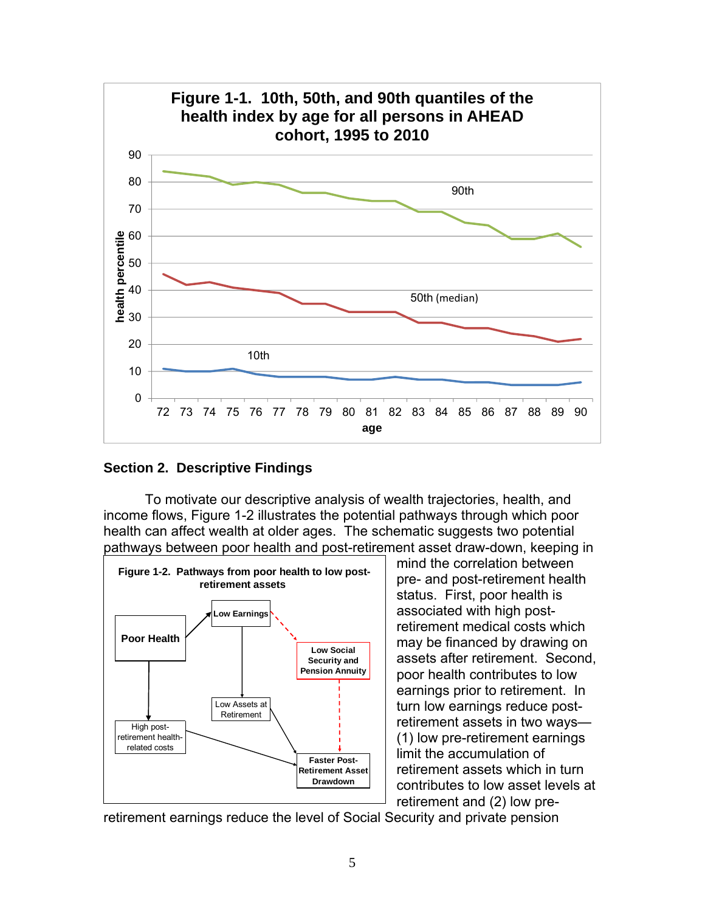**Figure 1-1. 10th, 50th, and 90th quantiles of the health index by age for all persons in AHEAD cohort, 1995 to 2010**

## Section 2. Descriptive Findings

To motivate our descriptive analysis of wealth trajectories, health, and income flows, Figure 1-2 illustrates the potential pathways through which poor health can affect wealth at older ages. The schematic suggests two potential pathways between poor health and post-retirement asset draw-down, keeping in mind the correlation between pre- and post-retirement health status. First, poor health is associated with high post-retirement medical costs which may be financed by drawing on assets after retirement. Second, poor health contributes to low earnings prior to retirement. In turn low earnings reduce post-retirement assets in two ways—(1) low pre-retirement earnings limit the accumulation of retirement assets which in turn contributes to low asset levels at retirement and (2) low pre-retirement earnings reduce the level of Social Security and private pension

**Figure 1-2. Pathways from poor health to low post-retirement assets**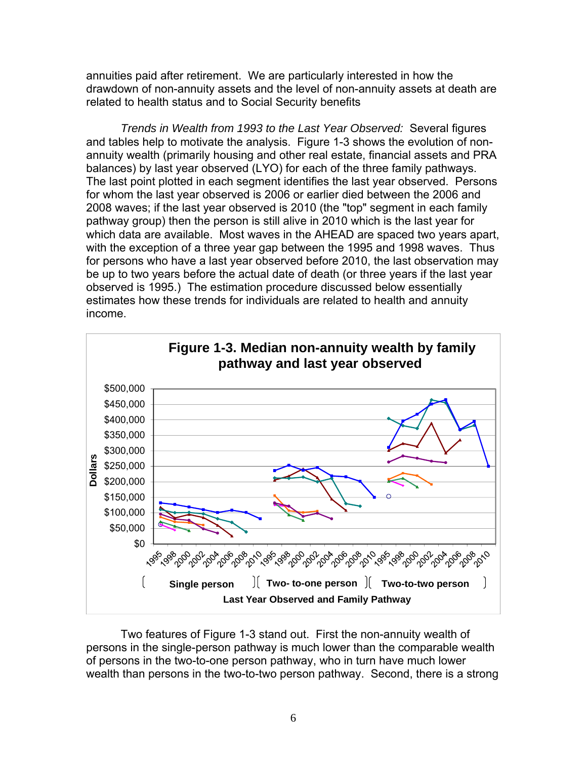annuities paid after retirement. We are particularly interested in how the drawdown of non-annuity assets and the level of non-annuity assets at death are related to health status and to Social Security benefits

*Trends in Wealth from 1993 to the Last Year Observed:* Several figures and tables help to motivate the analysis. Figure 1-3 shows the evolution of non-annuity wealth (primarily housing and other real estate, financial assets and PRA balances) by last year observed (LYO) for each of the three family pathways. The last point plotted in each segment identifies the last year observed. Persons for whom the last year observed is 2006 or earlier died between the 2006 and 2008 waves; if the last year observed is 2010 (the "top" segment in each family pathway group) then the person is still alive in 2010 which is the last year for which data are available. Most waves in the AHEAD are spaced two years apart, with the exception of a three year gap between the 1995 and 1998 waves. Thus for persons who have a last year observed before 2010, the last observation may be up to two years before the actual date of death (or three years if the last year observed is 1995.) The estimation procedure discussed below essentially estimates how these trends for individuals are related to health and annuity income.

**Figure 1-3. Median non-annuity wealth by family pathway and last year observed**

Two features of Figure 1-3 stand out. First the non-annuity wealth of persons in the single-person pathway is much lower than the comparable wealth of persons in the two-to-one person pathway, who in turn have much lower wealth than persons in the two-to-two person pathway. Second, there is a strong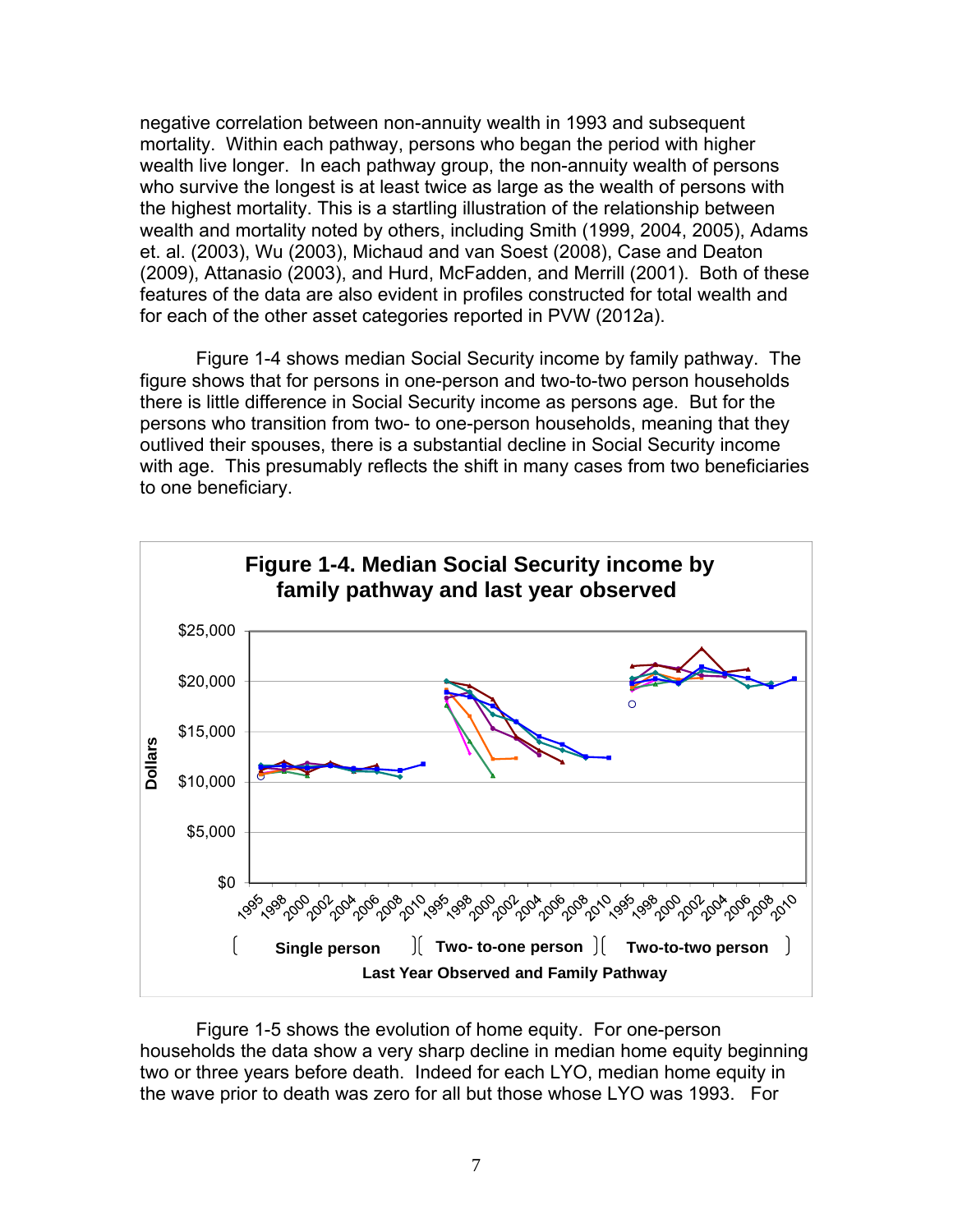negative correlation between non-annuity wealth in 1993 and subsequent mortality. Within each pathway, persons who began the period with higher wealth live longer. In each pathway group, the non-annuity wealth of persons who survive the longest is at least twice as large as the wealth of persons with the highest mortality. This is a startling illustration of the relationship between wealth and mortality noted by others, including Smith (1999, 2004, 2005), Adams et. al. (2003), Wu (2003), Michaud and van Soest (2008), Case and Deaton (2009), Attanasio (2003), and Hurd, McFadden, and Merrill (2001). Both of these features of the data are also evident in profiles constructed for total wealth and for each of the other asset categories reported in PVW (2012a).

Figure 1-4 shows median Social Security income by family pathway. The figure shows that for persons in one-person and two-to-two person households there is little difference in Social Security income as persons age. But for the persons who transition from two- to one-person households, meaning that they outlived their spouses, there is a substantial decline in Social Security income with age. This presumably reflects the shift in many cases from two beneficiaries to one beneficiary.

**Figure 1-4. Median Social Security income by family pathway and last year observed**

Figure 1-5 shows the evolution of home equity. For one-person households the data show a very sharp decline in median home equity beginning two or three years before death. Indeed for each LYO, median home equity in the wave prior to death was zero for all but those whose LYO was 1993. For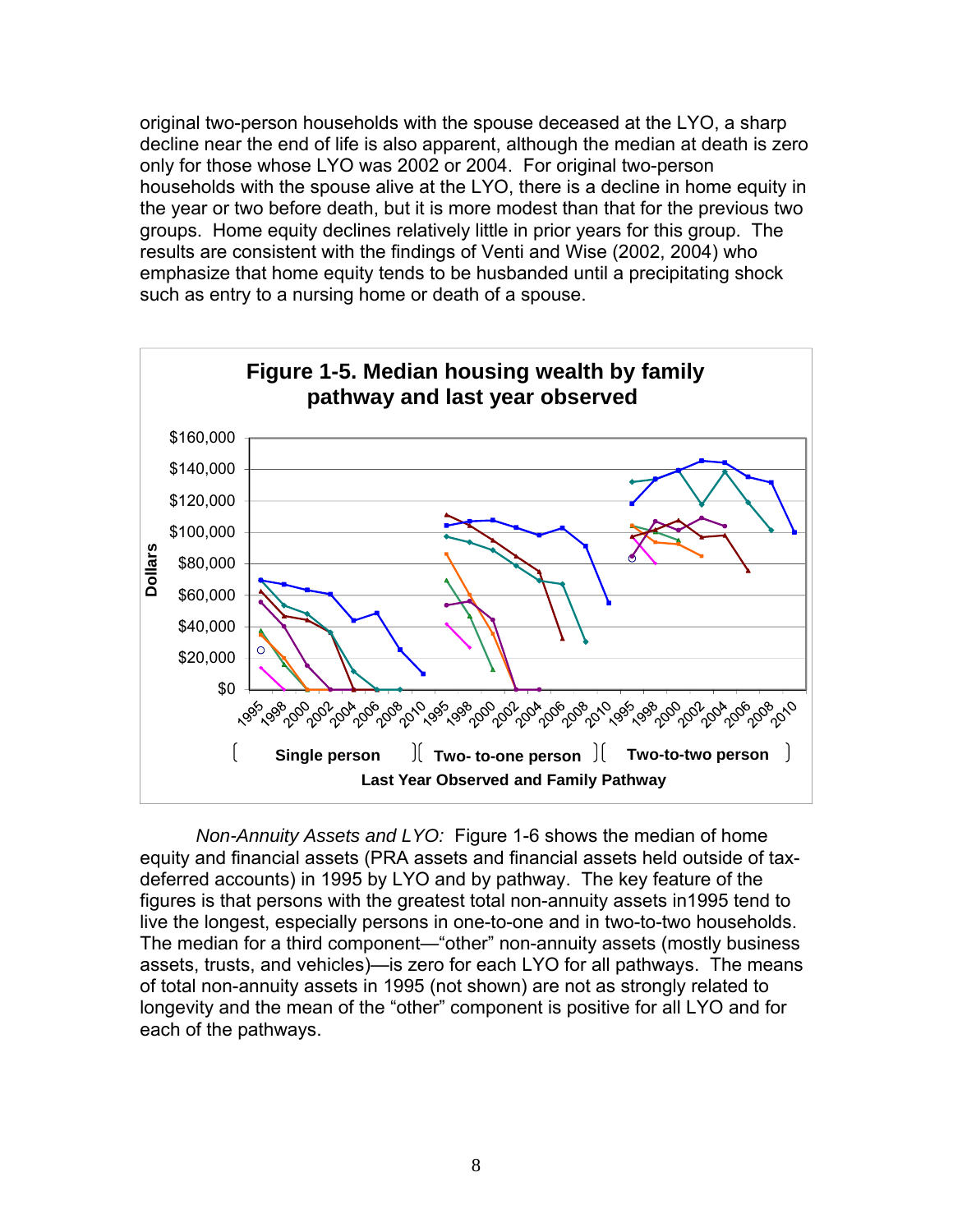original two-person households with the spouse deceased at the LYO, a sharp decline near the end of life is also apparent, although the median at death is zero only for those whose LYO was 2002 or 2004. For original two-person households with the spouse alive at the LYO, there is a decline in home equity in the year or two before death, but it is more modest than that for the previous two groups. Home equity declines relatively little in prior years for this group. The results are consistent with the findings of Venti and Wise (2002, 2004) who emphasize that home equity tends to be husbanded until a precipitating shock such as entry to a nursing home or death of a spouse.

**Figure 1-5. Median housing wealth by family pathway and last year observed**

*Non-Annuity Assets and LYO:* Figure 1-6 shows the median of home equity and financial assets (PRA assets and financial assets held outside of tax-deferred accounts) in 1995 by LYO and by pathway. The key feature of the figures is that persons with the greatest total non-annuity assets in1995 tend to live the longest, especially persons in one-to-one and in two-to-two households. The median for a third component—"other" non-annuity assets (mostly business assets, trusts, and vehicles)—is zero for each LYO for all pathways. The means of total non-annuity assets in 1995 (not shown) are not as strongly related to longevity and the mean of the "other" component is positive for all LYO and for each of the pathways.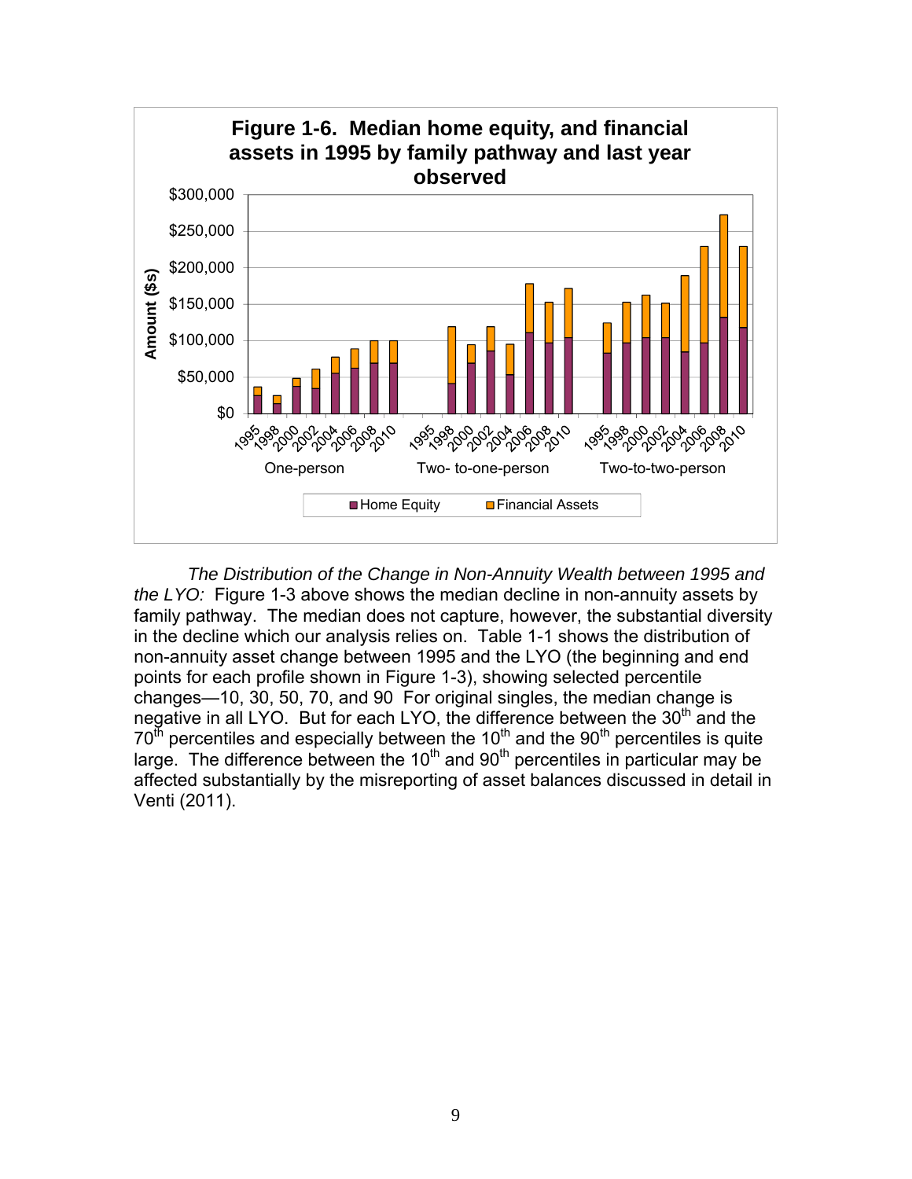**Figure 1-6. Median home equity, and financial assets in 1995 by family pathway and last year observed**

*The Distribution of the Change in Non-Annuity Wealth between 1995 and the LYO:* Figure 1-3 above shows the median decline in non-annuity assets by family pathway. The median does not capture, however, the substantial diversity in the decline which our analysis relies on. Table 1-1 shows the distribution of non-annuity asset change between 1995 and the LYO (the beginning and end points for each profile shown in Figure 1-3), showing selected percentile changes—10, 30, 50, 70, and 90 For original singles, the median change is negative in all LYO. But for each LYO, the difference between the 30th and the 70th percentiles and especially between the 10th and the 90th percentiles is quite large. The difference between the 10th and 90th percentiles in particular may be affected substantially by the misreporting of asset balances discussed in detail in Venti (2011).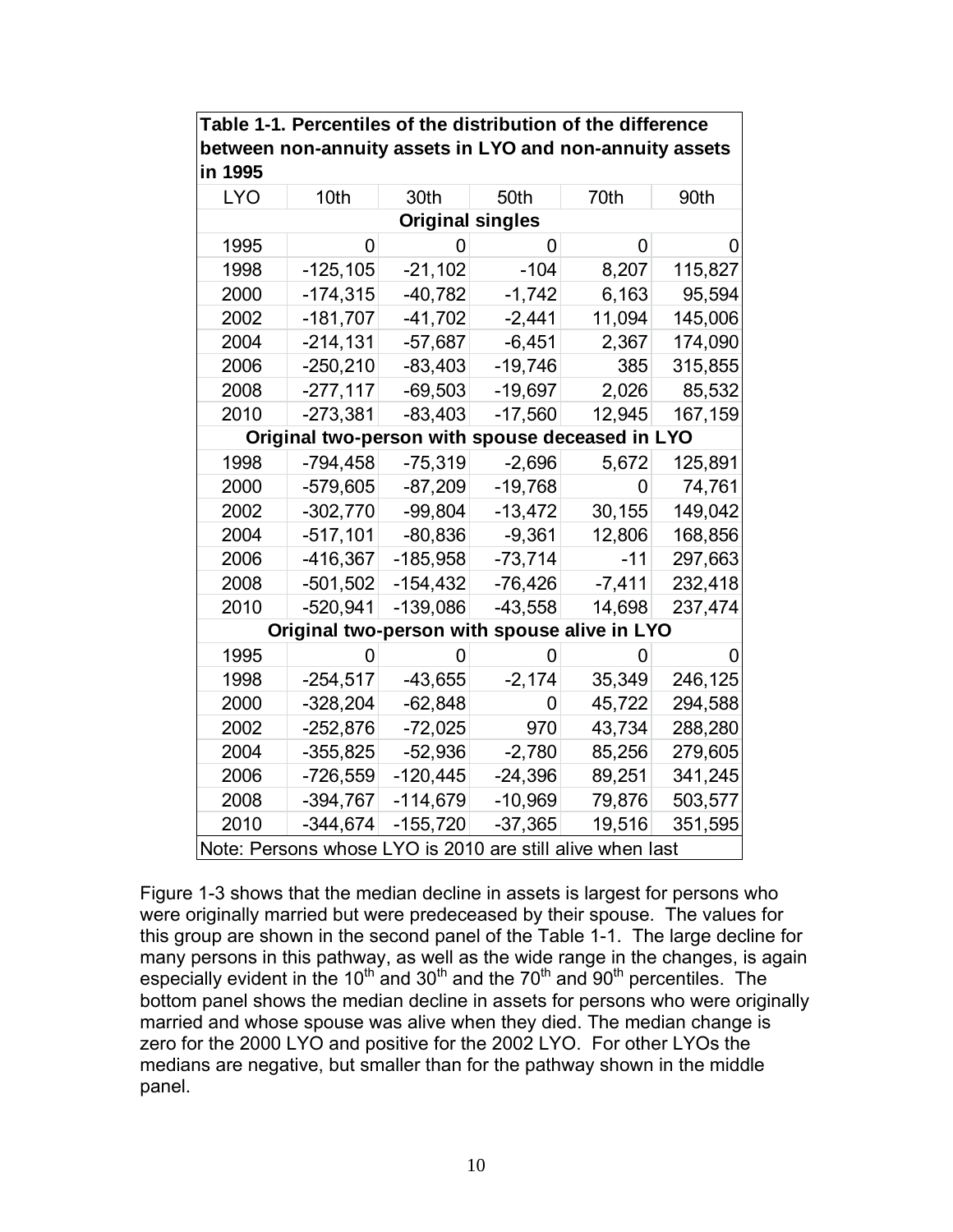**Table 1-1. Percentiles of the distribution of the difference between non-annuity assets in LYO and non-annuity assets in 1995**

| LYO | 10th | 30th | 50th | 70th | 90th |
|---|---|---|---|---|---|
| **Original singles** | | | | | |
| 1995 | 0 | 0 | 0 | 0 | 0 |
| 1998 | -125,105 | -21,102 | -104 | 8,207 | 115,827 |
| 2000 | -174,315 | -40,782 | -1,742 | 6,163 | 95,594 |
| 2002 | -181,707 | -41,702 | -2,441 | 11,094 | 145,006 |
| 2004 | -214,131 | -57,687 | -6,451 | 2,367 | 174,090 |
| 2006 | -250,210 | -83,403 | -19,746 | 385 | 315,855 |
| 2008 | -277,117 | -69,503 | -19,697 | 2,026 | 85,532 |
| 2010 | -273,381 | -83,403 | -17,560 | 12,945 | 167,159 |
| **Original two-person with spouse deceased in LYO** | | | | | |
| 1998 | -794,458 | -75,319 | -2,696 | 5,672 | 125,891 |
| 2000 | -579,605 | -87,209 | -19,768 | 0 | 74,761 |
| 2002 | -302,770 | -99,804 | -13,472 | 30,155 | 149,042 |
| 2004 | -517,101 | -80,836 | -9,361 | 12,806 | 168,856 |
| 2006 | -416,367 | -185,958 | -73,714 | -11 | 297,663 |
| 2008 | -501,502 | -154,432 | -76,426 | -7,411 | 232,418 |
| 2010 | -520,941 | -139,086 | -43,558 | 14,698 | 237,474 |
| **Original two-person with spouse alive in LYO** | | | | | |
| 1995 | 0 | 0 | 0 | 0 | 0 |
| 1998 | -254,517 | -43,655 | -2,174 | 35,349 | 246,125 |
| 2000 | -328,204 | -62,848 | 0 | 45,722 | 294,588 |
| 2002 | -252,876 | -72,025 | 970 | 43,734 | 288,280 |
| 2004 | -355,825 | -52,936 | -2,780 | 85,256 | 279,605 |
| 2006 | -726,559 | -120,445 | -24,396 | 89,251 | 341,245 |
| 2008 | -394,767 | -114,679 | -10,969 | 79,876 | 503,577 |
| 2010 | -344,674 | -155,720 | -37,365 | 19,516 | 351,595 |

Note: Persons whose LYO is 2010 are still alive when last

Figure 1-3 shows that the median decline in assets is largest for persons who were originally married but were predeceased by their spouse. The values for this group are shown in the second panel of the Table 1-1. The large decline for many persons in this pathway, as well as the wide range in the changes, is again especially evident in the 10th and 30th and the 70th and 90th percentiles. The bottom panel shows the median decline in assets for persons who were originally married and whose spouse was alive when they died. The median change is zero for the 2000 LYO and positive for the 2002 LYO. For other LYOs the medians are negative, but smaller than for the pathway shown in the middle panel.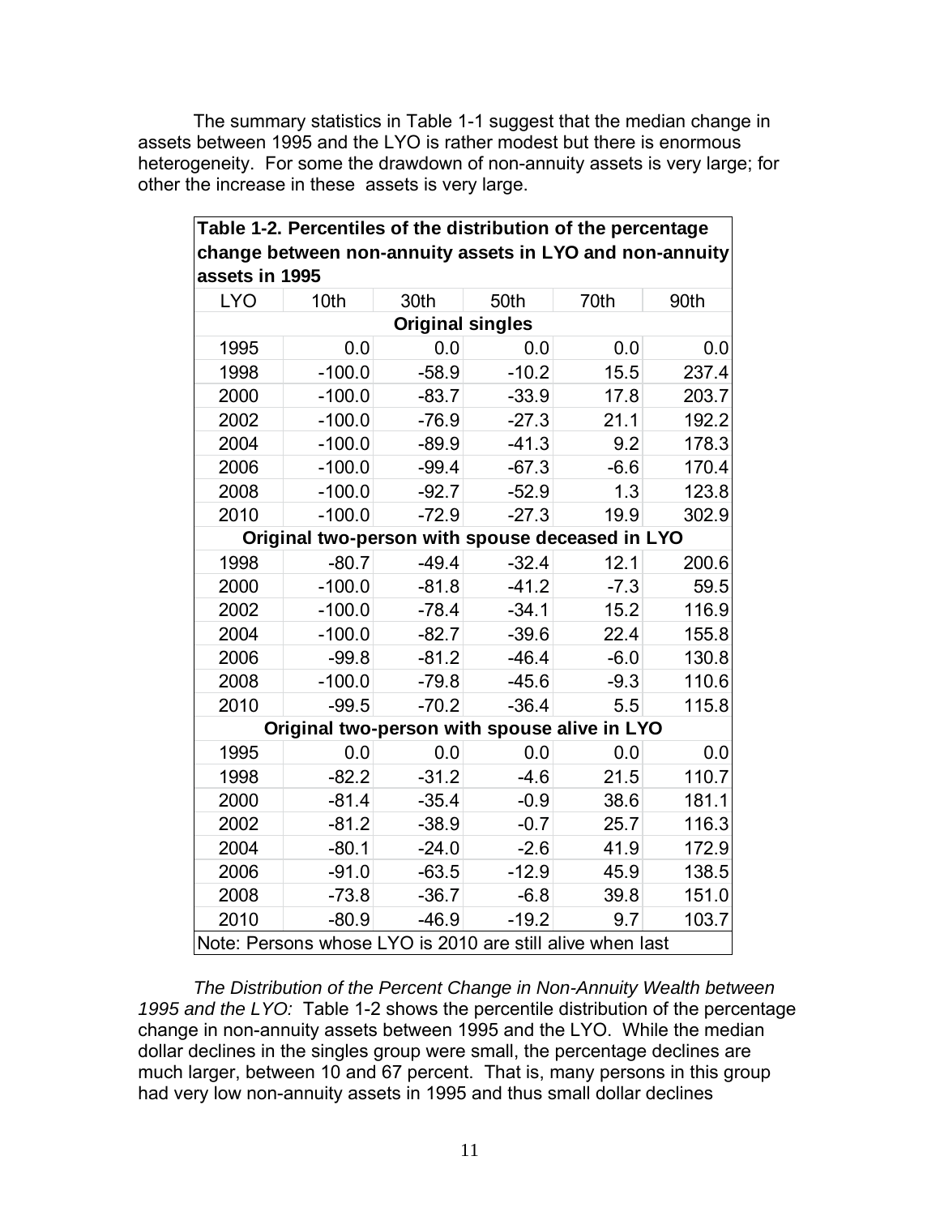The summary statistics in Table 1-1 suggest that the median change in assets between 1995 and the LYO is rather modest but there is enormous heterogeneity. For some the drawdown of non-annuity assets is very large; for other the increase in these assets is very large.

**Table 1-2. Percentiles of the distribution of the percentage change between non-annuity assets in LYO and non-annuity assets in 1995**

| LYO | 10th | 30th | 50th | 70th | 90th |
|---|---|---|---|---|---|
| **Original singles** | | | | | |
| 1995 | 0.0 | 0.0 | 0.0 | 0.0 | 0.0 |
| 1998 | -100.0 | -58.9 | -10.2 | 15.5 | 237.4 |
| 2000 | -100.0 | -83.7 | -33.9 | 17.8 | 203.7 |
| 2002 | -100.0 | -76.9 | -27.3 | 21.1 | 192.2 |
| 2004 | -100.0 | -89.9 | -41.3 | 9.2 | 178.3 |
| 2006 | -100.0 | -99.4 | -67.3 | -6.6 | 170.4 |
| 2008 | -100.0 | -92.7 | -52.9 | 1.3 | 123.8 |
| 2010 | -100.0 | -72.9 | -27.3 | 19.9 | 302.9 |
| **Original two-person with spouse deceased in LYO** | | | | | |
| 1998 | -80.7 | -49.4 | -32.4 | 12.1 | 200.6 |
| 2000 | -100.0 | -81.8 | -41.2 | -7.3 | 59.5 |
| 2002 | -100.0 | -78.4 | -34.1 | 15.2 | 116.9 |
| 2004 | -100.0 | -82.7 | -39.6 | 22.4 | 155.8 |
| 2006 | -99.8 | -81.2 | -46.4 | -6.0 | 130.8 |
| 2008 | -100.0 | -79.8 | -45.6 | -9.3 | 110.6 |
| 2010 | -99.5 | -70.2 | -36.4 | 5.5 | 115.8 |
| **Original two-person with spouse alive in LYO** | | | | | |
| 1995 | 0.0 | 0.0 | 0.0 | 0.0 | 0.0 |
| 1998 | -82.2 | -31.2 | -4.6 | 21.5 | 110.7 |
| 2000 | -81.4 | -35.4 | -0.9 | 38.6 | 181.1 |
| 2002 | -81.2 | -38.9 | -0.7 | 25.7 | 116.3 |
| 2004 | -80.1 | -24.0 | -2.6 | 41.9 | 172.9 |
| 2006 | -91.0 | -63.5 | -12.9 | 45.9 | 138.5 |
| 2008 | -73.8 | -36.7 | -6.8 | 39.8 | 151.0 |
| 2010 | -80.9 | -46.9 | -19.2 | 9.7 | 103.7 |

Note: Persons whose LYO is 2010 are still alive when last

*The Distribution of the Percent Change in Non-Annuity Wealth between 1995 and the LYO:* Table 1-2 shows the percentile distribution of the percentage change in non-annuity assets between 1995 and the LYO. While the median dollar declines in the singles group were small, the percentage declines are much larger, between 10 and 67 percent. That is, many persons in this group had very low non-annuity assets in 1995 and thus small dollar declines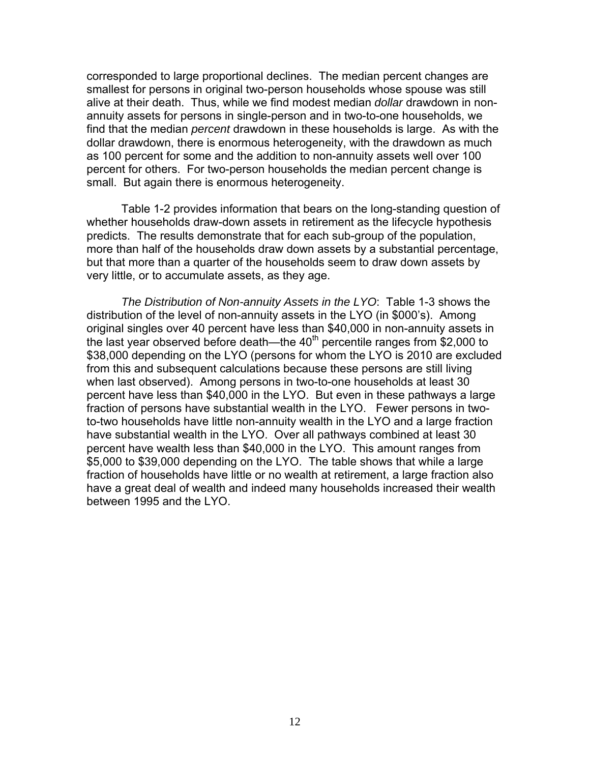corresponded to large proportional declines. The median percent changes are smallest for persons in original two-person households whose spouse was still alive at their death. Thus, while we find modest median *dollar* drawdown in non-annuity assets for persons in single-person and in two-to-one households, we find that the median *percent* drawdown in these households is large. As with the dollar drawdown, there is enormous heterogeneity, with the drawdown as much as 100 percent for some and the addition to non-annuity assets well over 100 percent for others. For two-person households the median percent change is small. But again there is enormous heterogeneity.

Table 1-2 provides information that bears on the long-standing question of whether households draw-down assets in retirement as the lifecycle hypothesis predicts. The results demonstrate that for each sub-group of the population, more than half of the households draw down assets by a substantial percentage, but that more than a quarter of the households seem to draw down assets by very little, or to accumulate assets, as they age.

*The Distribution of Non-annuity Assets in the LYO*: Table 1-3 shows the distribution of the level of non-annuity assets in the LYO (in $000's). Among original singles over 40 percent have less than $40,000 in non-annuity assets in the last year observed before death—the 40th percentile ranges from $2,000 to $38,000 depending on the LYO (persons for whom the LYO is 2010 are excluded from this and subsequent calculations because these persons are still living when last observed). Among persons in two-to-one households at least 30 percent have less than $40,000 in the LYO. But even in these pathways a large fraction of persons have substantial wealth in the LYO. Fewer persons in two-to-two households have little non-annuity wealth in the LYO and a large fraction have substantial wealth in the LYO. Over all pathways combined at least 30 percent have wealth less than $40,000 in the LYO. This amount ranges from $5,000 to $39,000 depending on the LYO. The table shows that while a large fraction of households have little or no wealth at retirement, a large fraction also have a great deal of wealth and indeed many households increased their wealth between 1995 and the LYO.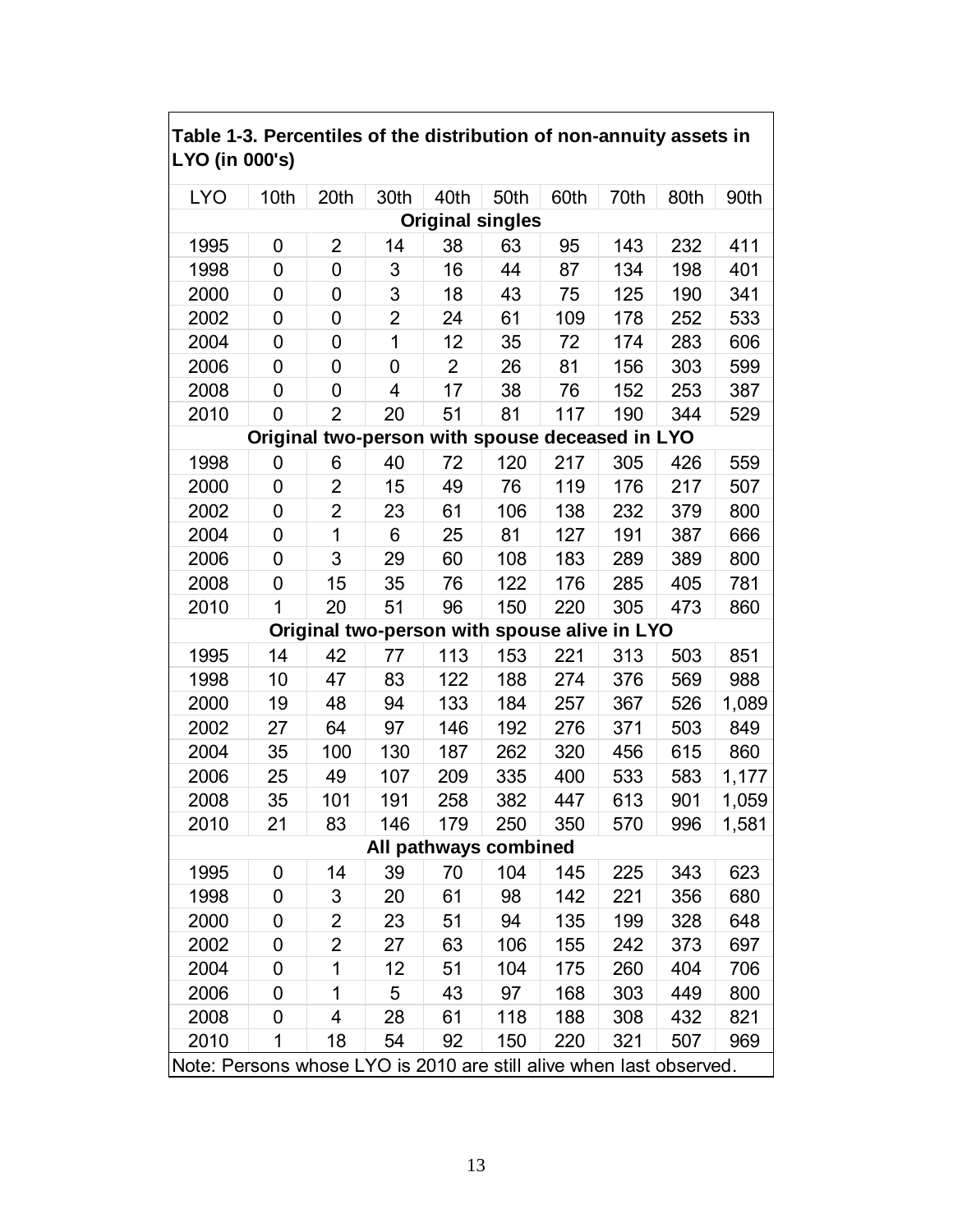**Table 1-3. Percentiles of the distribution of non-annuity assets in LYO (in 000's)**

| LYO | 10th | 20th | 30th | 40th | 50th | 60th | 70th | 80th | 90th |
|---|---|---|---|---|---|---|---|---|---|
| **Original singles** | | | | | | | | | |
| 1995 | 0 | 2 | 14 | 38 | 63 | 95 | 143 | 232 | 411 |
| 1998 | 0 | 0 | 3 | 16 | 44 | 87 | 134 | 198 | 401 |
| 2000 | 0 | 0 | 3 | 18 | 43 | 75 | 125 | 190 | 341 |
| 2002 | 0 | 0 | 2 | 24 | 61 | 109 | 178 | 252 | 533 |
| 2004 | 0 | 0 | 1 | 12 | 35 | 72 | 174 | 283 | 606 |
| 2006 | 0 | 0 | 0 | 2 | 26 | 81 | 156 | 303 | 599 |
| 2008 | 0 | 0 | 4 | 17 | 38 | 76 | 152 | 253 | 387 |
| 2010 | 0 | 2 | 20 | 51 | 81 | 117 | 190 | 344 | 529 |
| **Original two-person with spouse deceased in LYO** | | | | | | | | | |
| 1998 | 0 | 6 | 40 | 72 | 120 | 217 | 305 | 426 | 559 |
| 2000 | 0 | 2 | 15 | 49 | 76 | 119 | 176 | 217 | 507 |
| 2002 | 0 | 2 | 23 | 61 | 106 | 138 | 232 | 379 | 800 |
| 2004 | 0 | 1 | 6 | 25 | 81 | 127 | 191 | 387 | 666 |
| 2006 | 0 | 3 | 29 | 60 | 108 | 183 | 289 | 389 | 800 |
| 2008 | 0 | 15 | 35 | 76 | 122 | 176 | 285 | 405 | 781 |
| 2010 | 1 | 20 | 51 | 96 | 150 | 220 | 305 | 473 | 860 |
| **Original two-person with spouse alive in LYO** | | | | | | | | | |
| 1995 | 14 | 42 | 77 | 113 | 153 | 221 | 313 | 503 | 851 |
| 1998 | 10 | 47 | 83 | 122 | 188 | 274 | 376 | 569 | 988 |
| 2000 | 19 | 48 | 94 | 133 | 184 | 257 | 367 | 526 | 1,089 |
| 2002 | 27 | 64 | 97 | 146 | 192 | 276 | 371 | 503 | 849 |
| 2004 | 35 | 100 | 130 | 187 | 262 | 320 | 456 | 615 | 860 |
| 2006 | 25 | 49 | 107 | 209 | 335 | 400 | 533 | 583 | 1,177 |
| 2008 | 35 | 101 | 191 | 258 | 382 | 447 | 613 | 901 | 1,059 |
| 2010 | 21 | 83 | 146 | 179 | 250 | 350 | 570 | 996 | 1,581 |
| **All pathways combined** | | | | | | | | | |
| 1995 | 0 | 14 | 39 | 70 | 104 | 145 | 225 | 343 | 623 |
| 1998 | 0 | 3 | 20 | 61 | 98 | 142 | 221 | 356 | 680 |
| 2000 | 0 | 2 | 23 | 51 | 94 | 135 | 199 | 328 | 648 |
| 2002 | 0 | 2 | 27 | 63 | 106 | 155 | 242 | 373 | 697 |
| 2004 | 0 | 1 | 12 | 51 | 104 | 175 | 260 | 404 | 706 |
| 2006 | 0 | 1 | 5 | 43 | 97 | 168 | 303 | 449 | 800 |
| 2008 | 0 | 4 | 28 | 61 | 118 | 188 | 308 | 432 | 821 |
| 2010 | 1 | 18 | 54 | 92 | 150 | 220 | 321 | 507 | 969 |

Note: Persons whose LYO is 2010 are still alive when last observed.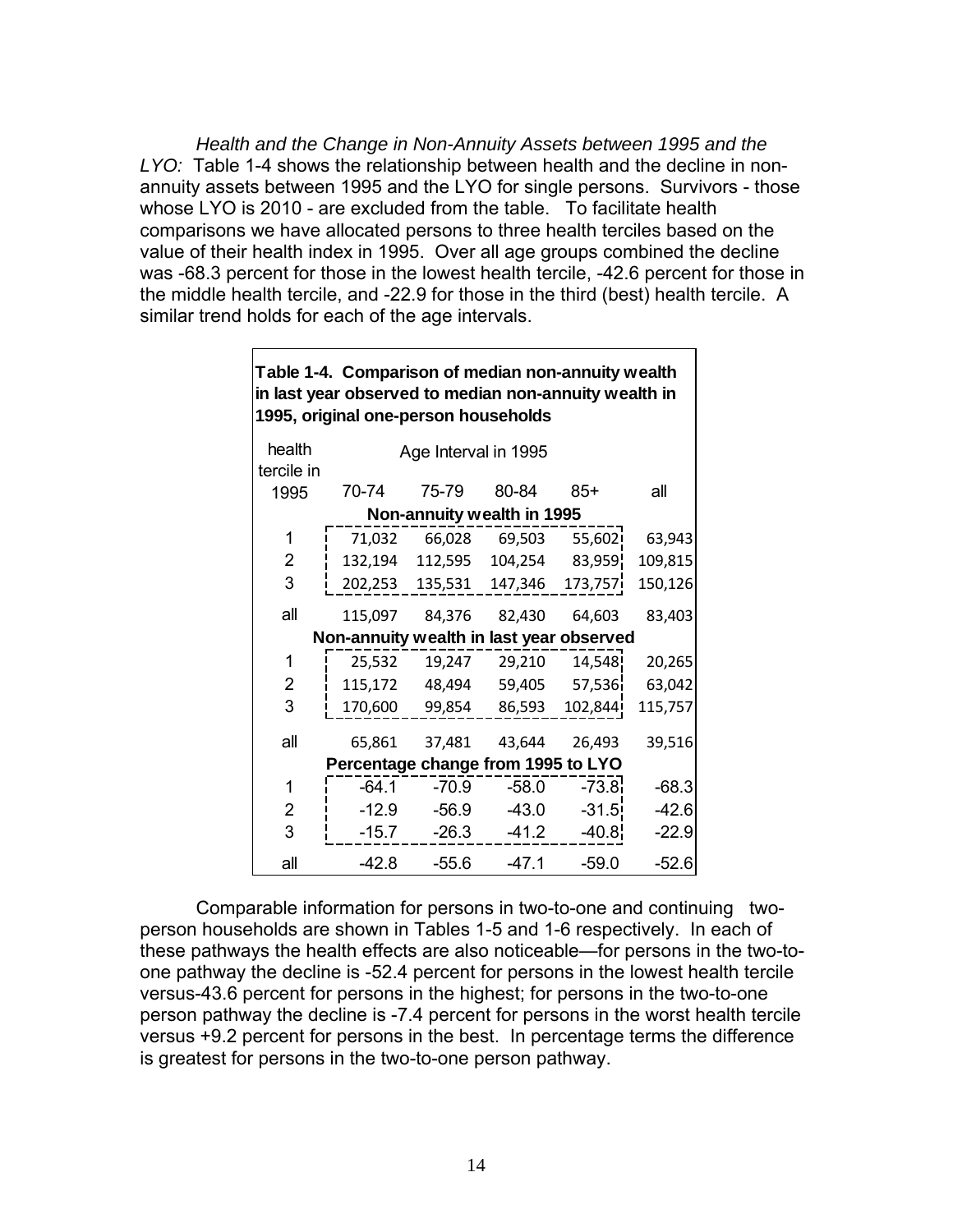*Health and the Change in Non-Annuity Assets between 1995 and the LYO:* Table 1-4 shows the relationship between health and the decline in non-annuity assets between 1995 and the LYO for single persons. Survivors - those whose LYO is 2010 - are excluded from the table. To facilitate health comparisons we have allocated persons to three health terciles based on the value of their health index in 1995. Over all age groups combined the decline was -68.3 percent for those in the lowest health tercile, -42.6 percent for those in the middle health tercile, and -22.9 for those in the third (best) health tercile. A similar trend holds for each of the age intervals.

**Table 1-4. Comparison of median non-annuity wealth in last year observed to median non-annuity wealth in 1995, original one-person households**

| health tercile in 1995 | Age Interval in 1995 | | | | |
|---|---|---|---|---|---|
| | 70-74 | 75-79 | 80-84 | 85+ | all |
| **Non-annuity wealth in 1995** | | | | | |
| 1 | 71,032 | 66,028 | 69,503 | 55,602 | 63,943 |
| 2 | 132,194 | 112,595 | 104,254 | 83,959 | 109,815 |
| 3 | 202,253 | 135,531 | 147,346 | 173,757 | 150,126 |
| all | 115,097 | 84,376 | 82,430 | 64,603 | 83,403 |
| **Non-annuity wealth in last year observed** | | | | | |
| 1 | 25,532 | 19,247 | 29,210 | 14,548 | 20,265 |
| 2 | 115,172 | 48,494 | 59,405 | 57,536 | 63,042 |
| 3 | 170,600 | 99,854 | 86,593 | 102,844 | 115,757 |
| all | 65,861 | 37,481 | 43,644 | 26,493 | 39,516 |
| **Percentage change from 1995 to LYO** | | | | | |
| 1 | -64.1 | -70.9 | -58.0 | -73.8 | -68.3 |
| 2 | -12.9 | -56.9 | -43.0 | -31.5 | -42.6 |
| 3 | -15.7 | -26.3 | -41.2 | -40.8 | -22.9 |
| all | -42.8 | -55.6 | -47.1 | -59.0 | -52.6 |

Comparable information for persons in two-to-one and continuing two-person households are shown in Tables 1-5 and 1-6 respectively. In each of these pathways the health effects are also noticeable—for persons in the two-to-one pathway the decline is -52.4 percent for persons in the lowest health tercile versus-43.6 percent for persons in the highest; for persons in the two-to-one person pathway the decline is -7.4 percent for persons in the worst health tercile versus +9.2 percent for persons in the best. In percentage terms the difference is greatest for persons in the two-to-one person pathway.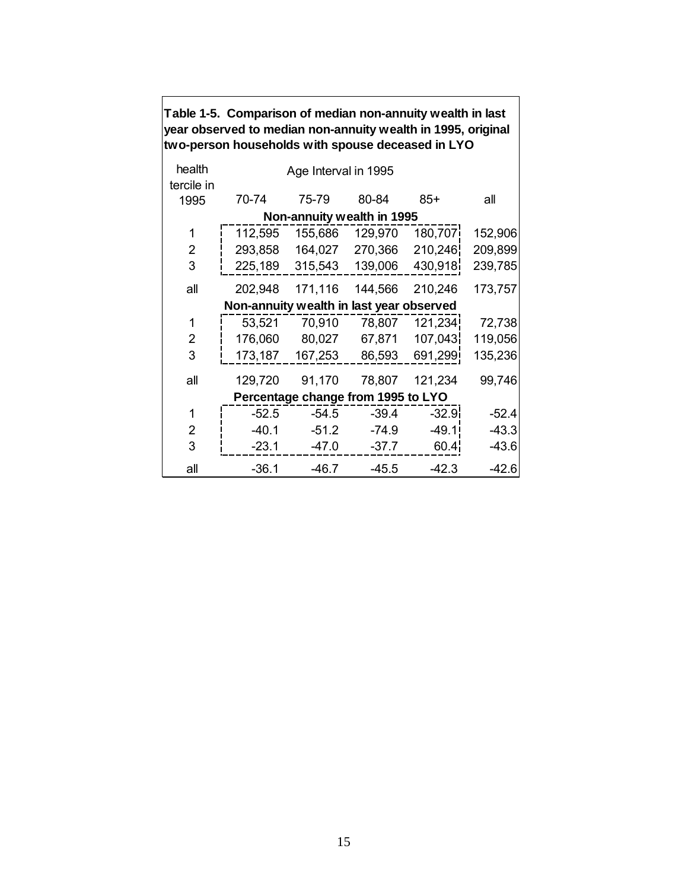**Table 1-5. Comparison of median non-annuity wealth in last year observed to median non-annuity wealth in 1995, original two-person households with spouse deceased in LYO**

| health tercile in 1995 | Age Interval in 1995 | | | | |
|---|---|---|---|---|---|
| | 70-74 | 75-79 | 80-84 | 85+ | all |
| **Non-annuity wealth in 1995** | | | | | |
| 1 | 112,595 | 155,686 | 129,970 | 180,707 | 152,906 |
| 2 | 293,858 | 164,027 | 270,366 | 210,246 | 209,899 |
| 3 | 225,189 | 315,543 | 139,006 | 430,918 | 239,785 |
| all | 202,948 | 171,116 | 144,566 | 210,246 | 173,757 |
| **Non-annuity wealth in last year observed** | | | | | |
| 1 | 53,521 | 70,910 | 78,807 | 121,234 | 72,738 |
| 2 | 176,060 | 80,027 | 67,871 | 107,043 | 119,056 |
| 3 | 173,187 | 167,253 | 86,593 | 691,299 | 135,236 |
| all | 129,720 | 91,170 | 78,807 | 121,234 | 99,746 |
| **Percentage change from 1995 to LYO** | | | | | |
| 1 | -52.5 | -54.5 | -39.4 | -32.9 | -52.4 |
| 2 | -40.1 | -51.2 | -74.9 | -49.1 | -43.3 |
| 3 | -23.1 | -47.0 | -37.7 | 60.4 | -43.6 |
| all | -36.1 | -46.7 | -45.5 | -42.3 | -42.6 |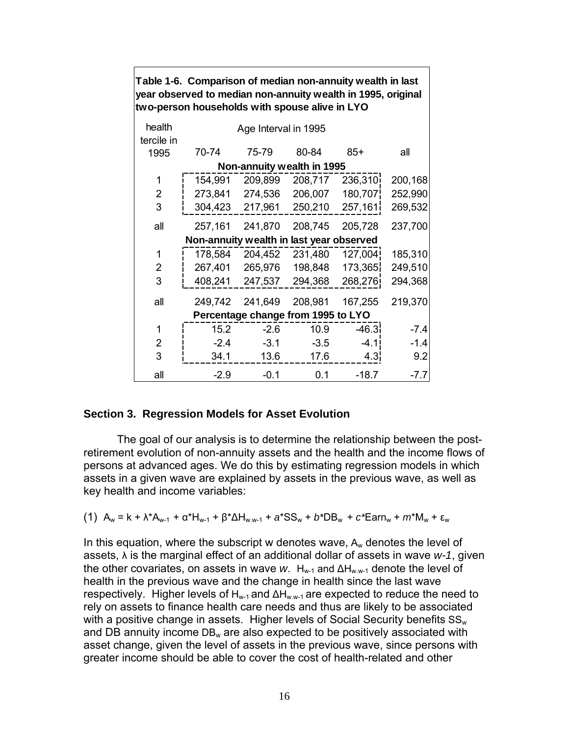**Table 1-6. Comparison of median non-annuity wealth in last year observed to median non-annuity wealth in 1995, original two-person households with spouse alive in LYO**

| health tercile in 1995 | Age Interval in 1995 | | | | |
|---|---|---|---|---|---|
| | 70-74 | 75-79 | 80-84 | 85+ | all |
| | **Non-annuity wealth in 1995** | | | | |
| 1 | 154,991 | 209,899 | 208,717 | 236,310 | 200,168 |
| 2 | 273,841 | 274,536 | 206,007 | 180,707 | 252,990 |
| 3 | 304,423 | 217,961 | 250,210 | 257,161 | 269,532 |
| all | 257,161 | 241,870 | 208,745 | 205,728 | 237,700 |
| | **Non-annuity wealth in last year observed** | | | | |
| 1 | 178,584 | 204,452 | 231,480 | 127,004 | 185,310 |
| 2 | 267,401 | 265,976 | 198,848 | 173,365 | 249,510 |
| 3 | 408,241 | 247,537 | 294,368 | 268,276 | 294,368 |
| all | 249,742 | 241,649 | 208,981 | 167,255 | 219,370 |
| | **Percentage change from 1995 to LYO** | | | | |
| 1 | 15.2 | -2.6 | 10.9 | -46.3 | -7.4 |
| 2 | -2.4 | -3.1 | -3.5 | -4.1 | -1.4 |
| 3 | 34.1 | 13.6 | 17.6 | 4.3 | 9.2 |
| all | -2.9 | -0.1 | 0.1 | -18.7 | -7.7 |

## Section 3. Regression Models for Asset Evolution

The goal of our analysis is to determine the relationship between the post-retirement evolution of non-annuity assets and the health and the income flows of persons at advanced ages. We do this by estimating regression models in which assets in a given wave are explained by assets in the previous wave, as well as key health and income variables:

$$(1)\quad A_w = k + \lambda * A_{w-1} + \alpha * H_{w-1} + \beta * \Delta H_{w.w-1} + a * SS_w + b * DB_w + c * Earn_w + m * M_w + \varepsilon_w$$

In this equation, where the subscript w denotes wave, $A_w$ denotes the level of assets, $\lambda$ is the marginal effect of an additional dollar of assets in wave *w-1*, given the other covariates, on assets in wave *w*. $H_{w-1}$ and $\Delta H_{w.w-1}$ denote the level of health in the previous wave and the change in health since the last wave respectively. Higher levels of $H_{w-1}$ and $\Delta H_{w.w-1}$ are expected to reduce the need to rely on assets to finance health care needs and thus are likely to be associated with a positive change in assets. Higher levels of Social Security benefits $SS_w$ and DB annuity income $DB_w$ are also expected to be positively associated with asset change, given the level of assets in the previous wave, since persons with greater income should be able to cover the cost of health-related and other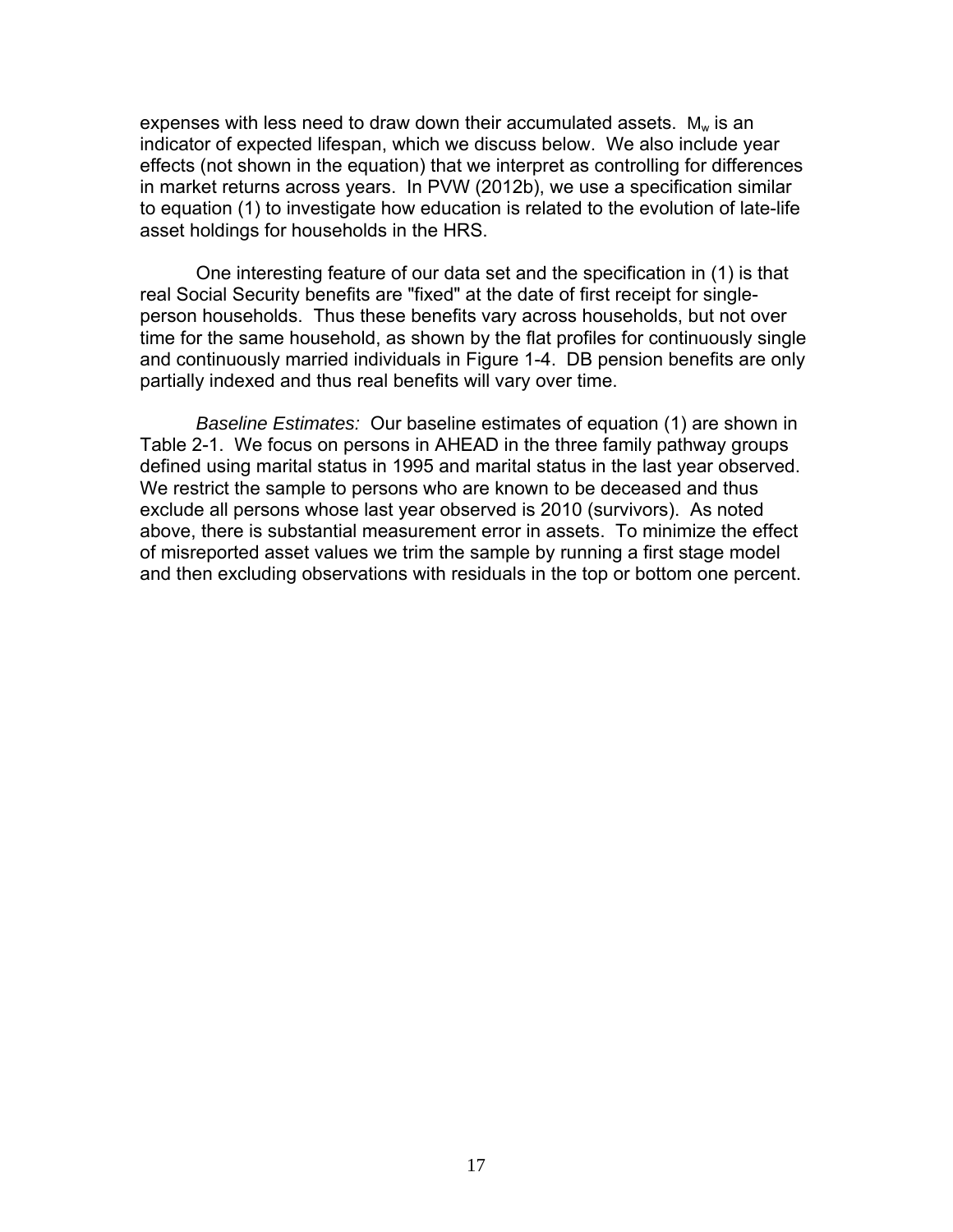expenses with less need to draw down their accumulated assets. $M_w$ is an indicator of expected lifespan, which we discuss below. We also include year effects (not shown in the equation) that we interpret as controlling for differences in market returns across years. In PVW (2012b), we use a specification similar to equation (1) to investigate how education is related to the evolution of late-life asset holdings for households in the HRS.

One interesting feature of our data set and the specification in (1) is that real Social Security benefits are "fixed" at the date of first receipt for single-person households. Thus these benefits vary across households, but not over time for the same household, as shown by the flat profiles for continuously single and continuously married individuals in Figure 1-4. DB pension benefits are only partially indexed and thus real benefits will vary over time.

*Baseline Estimates:* Our baseline estimates of equation (1) are shown in Table 2-1. We focus on persons in AHEAD in the three family pathway groups defined using marital status in 1995 and marital status in the last year observed. We restrict the sample to persons who are known to be deceased and thus exclude all persons whose last year observed is 2010 (survivors). As noted above, there is substantial measurement error in assets. To minimize the effect of misreported asset values we trim the sample by running a first stage model and then excluding observations with residuals in the top or bottom one percent.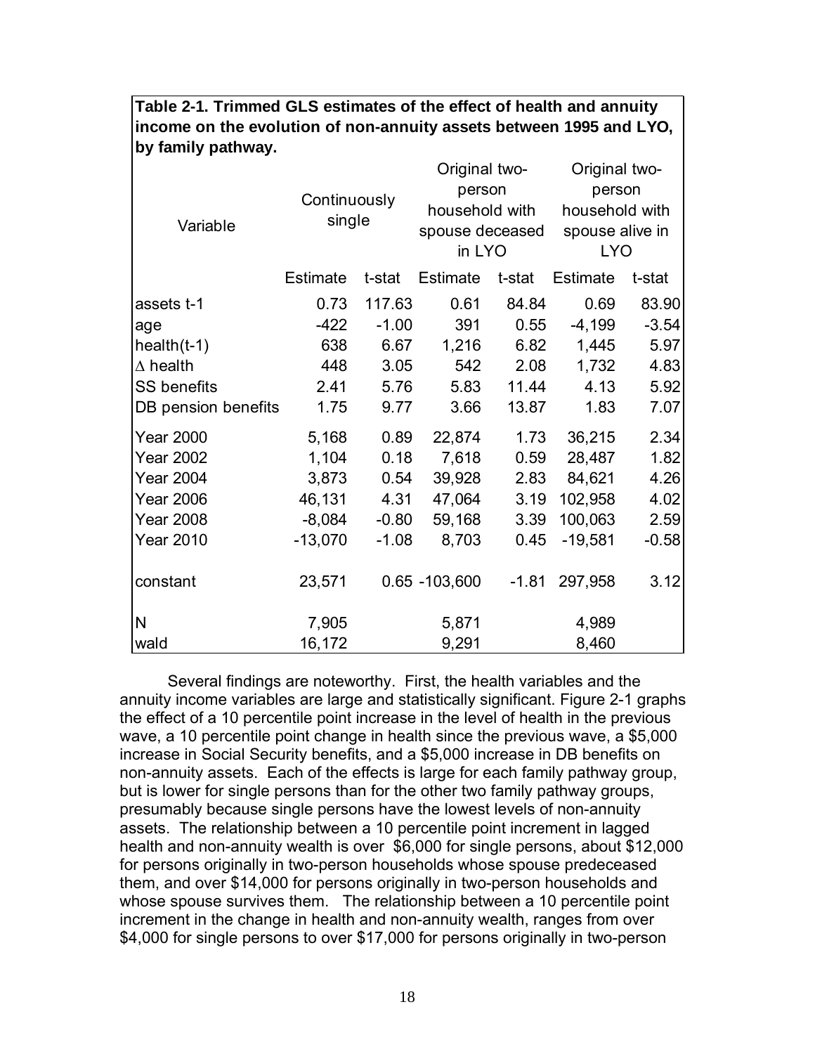**Table 2-1. Trimmed GLS estimates of the effect of health and annuity income on the evolution of non-annuity assets between 1995 and LYO, by family pathway.**

| Variable | Continuously single | | Original two-person household with spouse deceased in LYO | | Original two-person household with spouse alive in LYO | |
|---|---|---|---|---|---|---|
| | Estimate | t-stat | Estimate | t-stat | Estimate | t-stat |
| assets t-1 | 0.73 | 117.63 | 0.61 | 84.84 | 0.69 | 83.90 |
| age | -422 | -1.00 | 391 | 0.55 | -4,199 | -3.54 |
| health(t-1) | 638 | 6.67 | 1,216 | 6.82 | 1,445 | 5.97 |
| $\Delta$ health | 448 | 3.05 | 542 | 2.08 | 1,732 | 4.83 |
| SS benefits | 2.41 | 5.76 | 5.83 | 11.44 | 4.13 | 5.92 |
| DB pension benefits | 1.75 | 9.77 | 3.66 | 13.87 | 1.83 | 7.07 |
| Year 2000 | 5,168 | 0.89 | 22,874 | 1.73 | 36,215 | 2.34 |
| Year 2002 | 1,104 | 0.18 | 7,618 | 0.59 | 28,487 | 1.82 |
| Year 2004 | 3,873 | 0.54 | 39,928 | 2.83 | 84,621 | 4.26 |
| Year 2006 | 46,131 | 4.31 | 47,064 | 3.19 | 102,958 | 4.02 |
| Year 2008 | -8,084 | -0.80 | 59,168 | 3.39 | 100,063 | 2.59 |
| Year 2010 | -13,070 | -1.08 | 8,703 | 0.45 | -19,581 | -0.58 |
| constant | 23,571 | 0.65 | -103,600 | -1.81 | 297,958 | 3.12 |
| N | 7,905 | | 5,871 | | 4,989 | |
| wald | 16,172 | | 9,291 | | 8,460 | |

Several findings are noteworthy. First, the health variables and the annuity income variables are large and statistically significant. Figure 2-1 graphs the effect of a 10 percentile point increase in the level of health in the previous wave, a 10 percentile point change in health since the previous wave, a $5,000 increase in Social Security benefits, and a $5,000 increase in DB benefits on non-annuity assets. Each of the effects is large for each family pathway group, but is lower for single persons than for the other two family pathway groups, presumably because single persons have the lowest levels of non-annuity assets. The relationship between a 10 percentile point increment in lagged health and non-annuity wealth is over $6,000 for single persons, about $12,000 for persons originally in two-person households whose spouse predeceased them, and over $14,000 for persons originally in two-person households and whose spouse survives them. The relationship between a 10 percentile point increment in the change in health and non-annuity wealth, ranges from over $4,000 for single persons to over $17,000 for persons originally in two-person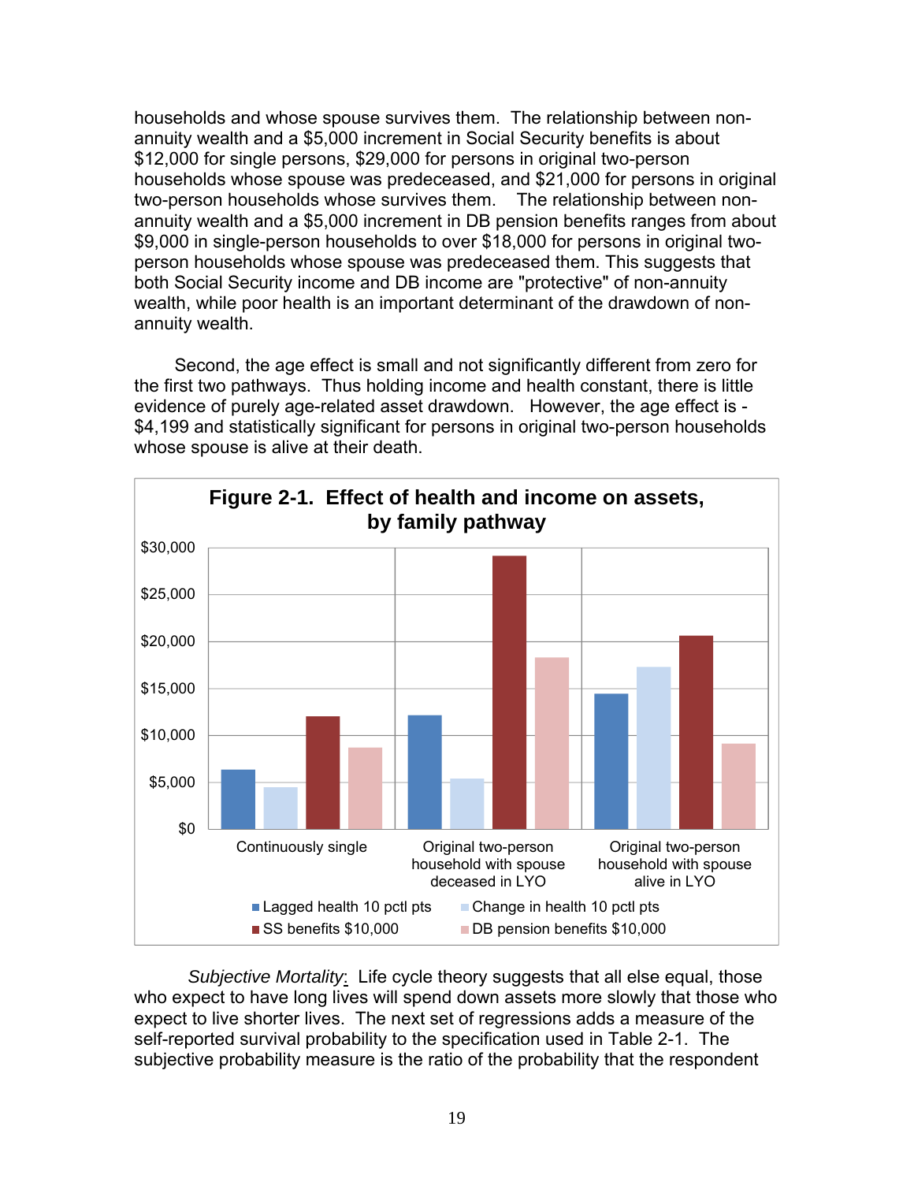households and whose spouse survives them. The relationship between non-annuity wealth and a $5,000 increment in Social Security benefits is about $12,000 for single persons, $29,000 for persons in original two-person households whose spouse was predeceased, and $21,000 for persons in original two-person households whose survives them. The relationship between non-annuity wealth and a $5,000 increment in DB pension benefits ranges from about $9,000 in single-person households to over $18,000 for persons in original two-person households whose spouse was predeceased them. This suggests that both Social Security income and DB income are "protective" of non-annuity wealth, while poor health is an important determinant of the drawdown of non-annuity wealth.

Second, the age effect is small and not significantly different from zero for the first two pathways. Thus holding income and health constant, there is little evidence of purely age-related asset drawdown. However, the age effect is -$4,199 and statistically significant for persons in original two-person households whose spouse is alive at their death.

**Figure 2-1. Effect of health and income on assets, by family pathway**

| | Lagged health 10 pctl pts | Change in health 10 pctl pts | SS benefits $10,000 | DB pension benefits $10,000 |
|---|---|---|---|---|
| Continuously single | ~$6,300 | ~$4,400 | ~$12,000 | ~$8,700 |
| Original two-person household with spouse deceased in LYO | ~$12,100 | ~$5,300 | ~$29,000 | ~$18,200 |
| Original two-person household with spouse alive in LYO | ~$14,400 | ~$17,200 | ~$20,600 | ~$9,100 |

*Subjective Mortality*: Life cycle theory suggests that all else equal, those who expect to have long lives will spend down assets more slowly that those who expect to live shorter lives. The next set of regressions adds a measure of the self-reported survival probability to the specification used in Table 2-1. The subjective probability measure is the ratio of the probability that the respondent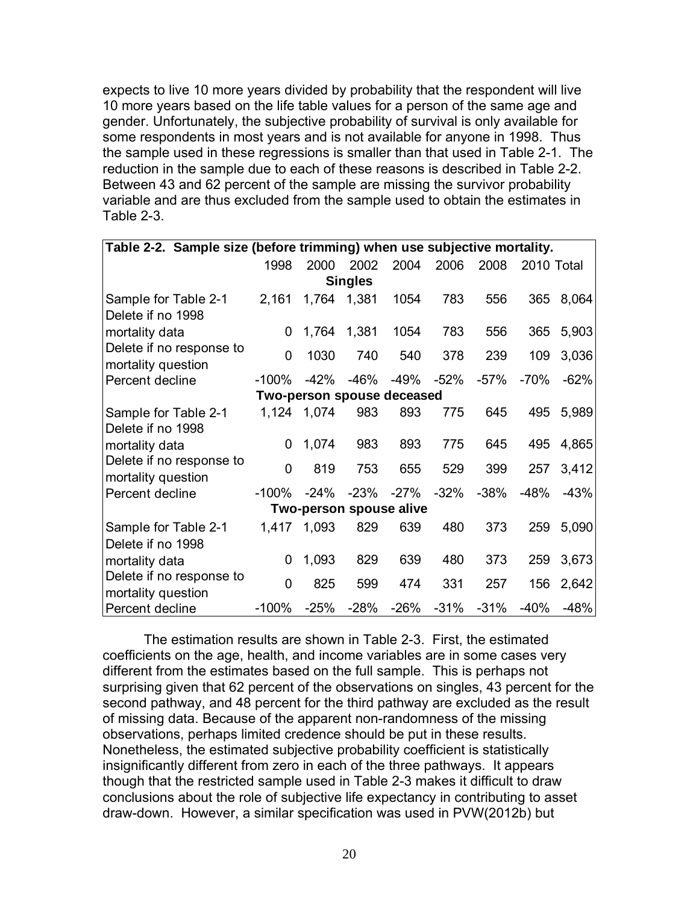expects to live 10 more years divided by probability that the respondent will live 10 more years based on the life table values for a person of the same age and gender. Unfortunately, the subjective probability of survival is only available for some respondents in most years and is not available for anyone in 1998. Thus the sample used in these regressions is smaller than that used in Table 2-1. The reduction in the sample due to each of these reasons is described in Table 2-2. Between 43 and 62 percent of the sample are missing the survivor probability variable and are thus excluded from the sample used to obtain the estimates in Table 2-3.

**Table 2-2. Sample size (before trimming) when use subjective mortality.**

| | 1998 | 2000 | 2002 | 2004 | 2006 | 2008 | 2010 | Total |
|---|---|---|---|---|---|---|---|---|
| **Singles** | | | | | | | | |
| Sample for Table 2-1 | 2,161 | 1,764 | 1,381 | 1054 | 783 | 556 | 365 | 8,064 |
| Delete if no 1998 mortality data | 0 | 1,764 | 1,381 | 1054 | 783 | 556 | 365 | 5,903 |
| Delete if no response to mortality question | 0 | 1030 | 740 | 540 | 378 | 239 | 109 | 3,036 |
| Percent decline | -100% | -42% | -46% | -49% | -52% | -57% | -70% | -62% |
| **Two-person spouse deceased** | | | | | | | | |
| Sample for Table 2-1 | 1,124 | 1,074 | 983 | 893 | 775 | 645 | 495 | 5,989 |
| Delete if no 1998 mortality data | 0 | 1,074 | 983 | 893 | 775 | 645 | 495 | 4,865 |
| Delete if no response to mortality question | 0 | 819 | 753 | 655 | 529 | 399 | 257 | 3,412 |
| Percent decline | -100% | -24% | -23% | -27% | -32% | -38% | -48% | -43% |
| **Two-person spouse alive** | | | | | | | | |
| Sample for Table 2-1 | 1,417 | 1,093 | 829 | 639 | 480 | 373 | 259 | 5,090 |
| Delete if no 1998 mortality data | 0 | 1,093 | 829 | 639 | 480 | 373 | 259 | 3,673 |
| Delete if no response to mortality question | 0 | 825 | 599 | 474 | 331 | 257 | 156 | 2,642 |
| Percent decline | -100% | -25% | -28% | -26% | -31% | -31% | -40% | -48% |

The estimation results are shown in Table 2-3. First, the estimated coefficients on the age, health, and income variables are in some cases very different from the estimates based on the full sample. This is perhaps not surprising given that 62 percent of the observations on singles, 43 percent for the second pathway, and 48 percent for the third pathway are excluded as the result of missing data. Because of the apparent non-randomness of the missing observations, perhaps limited credence should be put in these results. Nonetheless, the estimated subjective probability coefficient is statistically insignificantly different from zero in each of the three pathways. It appears though that the restricted sample used in Table 2-3 makes it difficult to draw conclusions about the role of subjective life expectancy in contributing to asset draw-down. However, a similar specification was used in PVW(2012b) but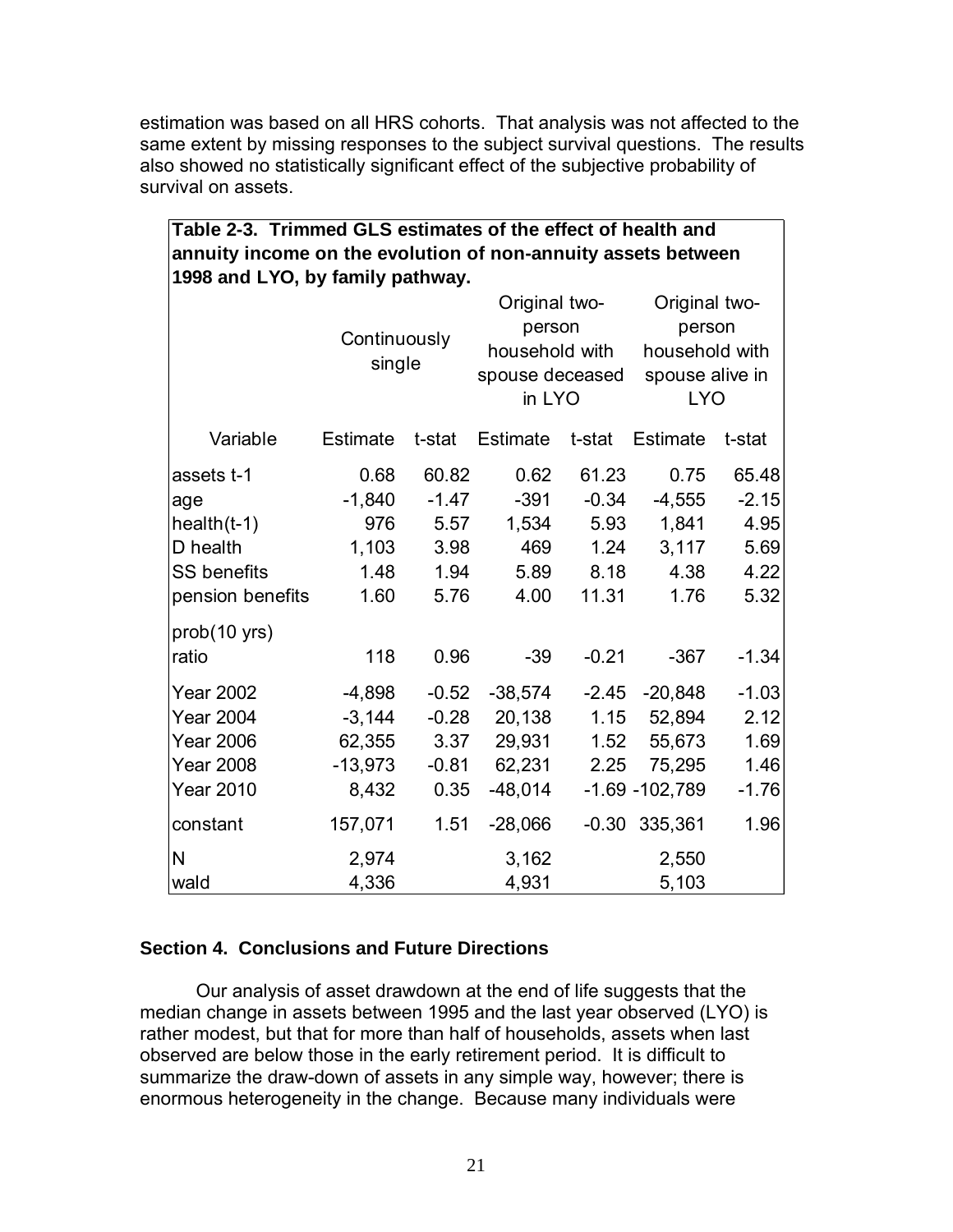estimation was based on all HRS cohorts. That analysis was not affected to the same extent by missing responses to the subject survival questions. The results also showed no statistically significant effect of the subjective probability of survival on assets.

**Table 2-3. Trimmed GLS estimates of the effect of health and annuity income on the evolution of non-annuity assets between 1998 and LYO, by family pathway.**

| | Continuously single | | Original two-person household with spouse deceased in LYO | | Original two-person household with spouse alive in LYO | |
|---|---|---|---|---|---|---|
| Variable | Estimate | t-stat | Estimate | t-stat | Estimate | t-stat |
| assets t-1 | 0.68 | 60.82 | 0.62 | 61.23 | 0.75 | 65.48 |
| age | -1,840 | -1.47 | -391 | -0.34 | -4,555 | -2.15 |
| health(t-1) | 976 | 5.57 | 1,534 | 5.93 | 1,841 | 4.95 |
| D health | 1,103 | 3.98 | 469 | 1.24 | 3,117 | 5.69 |
| SS benefits | 1.48 | 1.94 | 5.89 | 8.18 | 4.38 | 4.22 |
| pension benefits | 1.60 | 5.76 | 4.00 | 11.31 | 1.76 | 5.32 |
| prob(10 yrs) ratio | 118 | 0.96 | -39 | -0.21 | -367 | -1.34 |
| Year 2002 | -4,898 | -0.52 | -38,574 | -2.45 | -20,848 | -1.03 |
| Year 2004 | -3,144 | -0.28 | 20,138 | 1.15 | 52,894 | 2.12 |
| Year 2006 | 62,355 | 3.37 | 29,931 | 1.52 | 55,673 | 1.69 |
| Year 2008 | -13,973 | -0.81 | 62,231 | 2.25 | 75,295 | 1.46 |
| Year 2010 | 8,432 | 0.35 | -48,014 | -1.69 | -102,789 | -1.76 |
| constant | 157,071 | 1.51 | -28,066 | -0.30 | 335,361 | 1.96 |
| N | 2,974 | | 3,162 | | 2,550 | |
| wald | 4,336 | | 4,931 | | 5,103 | |

### Section 4. Conclusions and Future Directions

Our analysis of asset drawdown at the end of life suggests that the median change in assets between 1995 and the last year observed (LYO) is rather modest, but that for more than half of households, assets when last observed are below those in the early retirement period. It is difficult to summarize the draw-down of assets in any simple way, however; there is enormous heterogeneity in the change. Because many individuals were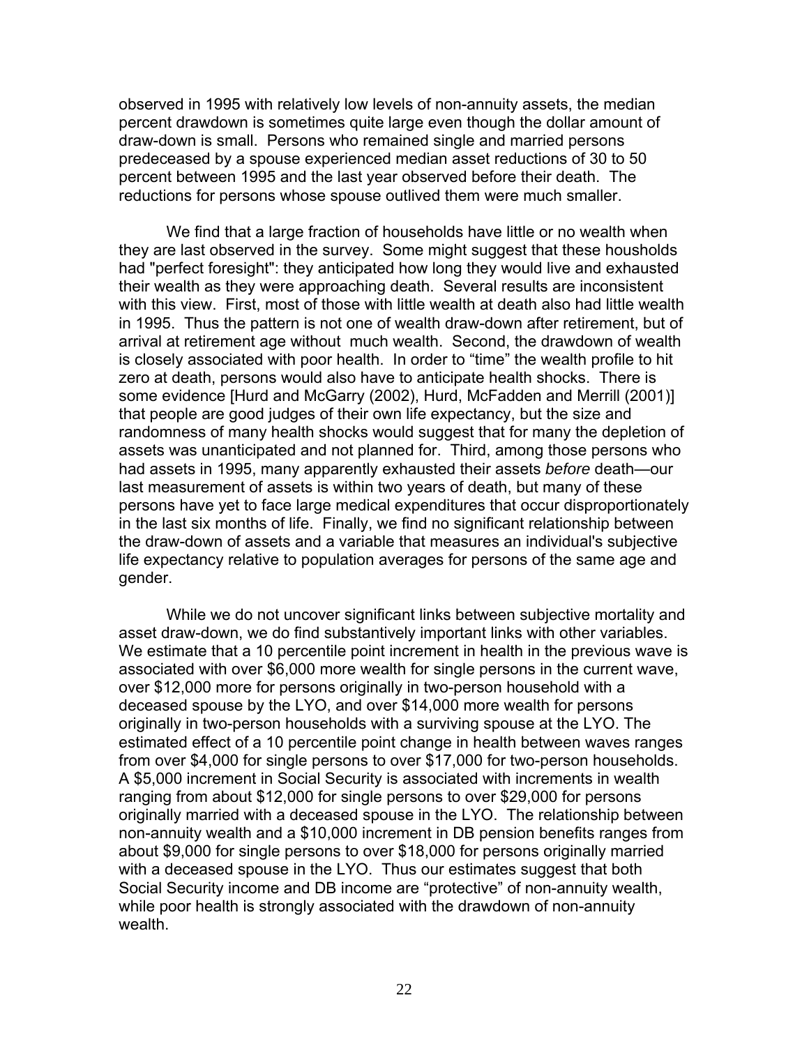observed in 1995 with relatively low levels of non-annuity assets, the median percent drawdown is sometimes quite large even though the dollar amount of draw-down is small. Persons who remained single and married persons predeceased by a spouse experienced median asset reductions of 30 to 50 percent between 1995 and the last year observed before their death. The reductions for persons whose spouse outlived them were much smaller.

We find that a large fraction of households have little or no wealth when they are last observed in the survey. Some might suggest that these housholds had "perfect foresight": they anticipated how long they would live and exhausted their wealth as they were approaching death. Several results are inconsistent with this view. First, most of those with little wealth at death also had little wealth in 1995. Thus the pattern is not one of wealth draw-down after retirement, but of arrival at retirement age without much wealth. Second, the drawdown of wealth is closely associated with poor health. In order to "time" the wealth profile to hit zero at death, persons would also have to anticipate health shocks. There is some evidence [Hurd and McGarry (2002), Hurd, McFadden and Merrill (2001)] that people are good judges of their own life expectancy, but the size and randomness of many health shocks would suggest that for many the depletion of assets was unanticipated and not planned for. Third, among those persons who had assets in 1995, many apparently exhausted their assets *before* death—our last measurement of assets is within two years of death, but many of these persons have yet to face large medical expenditures that occur disproportionately in the last six months of life. Finally, we find no significant relationship between the draw-down of assets and a variable that measures an individual's subjective life expectancy relative to population averages for persons of the same age and gender.

While we do not uncover significant links between subjective mortality and asset draw-down, we do find substantively important links with other variables. We estimate that a 10 percentile point increment in health in the previous wave is associated with over $6,000 more wealth for single persons in the current wave, over $12,000 more for persons originally in two-person household with a deceased spouse by the LYO, and over $14,000 more wealth for persons originally in two-person households with a surviving spouse at the LYO. The estimated effect of a 10 percentile point change in health between waves ranges from over $4,000 for single persons to over $17,000 for two-person households. A $5,000 increment in Social Security is associated with increments in wealth ranging from about $12,000 for single persons to over $29,000 for persons originally married with a deceased spouse in the LYO. The relationship between non-annuity wealth and a $10,000 increment in DB pension benefits ranges from about $9,000 for single persons to over $18,000 for persons originally married with a deceased spouse in the LYO. Thus our estimates suggest that both Social Security income and DB income are "protective" of non-annuity wealth, while poor health is strongly associated with the drawdown of non-annuity wealth.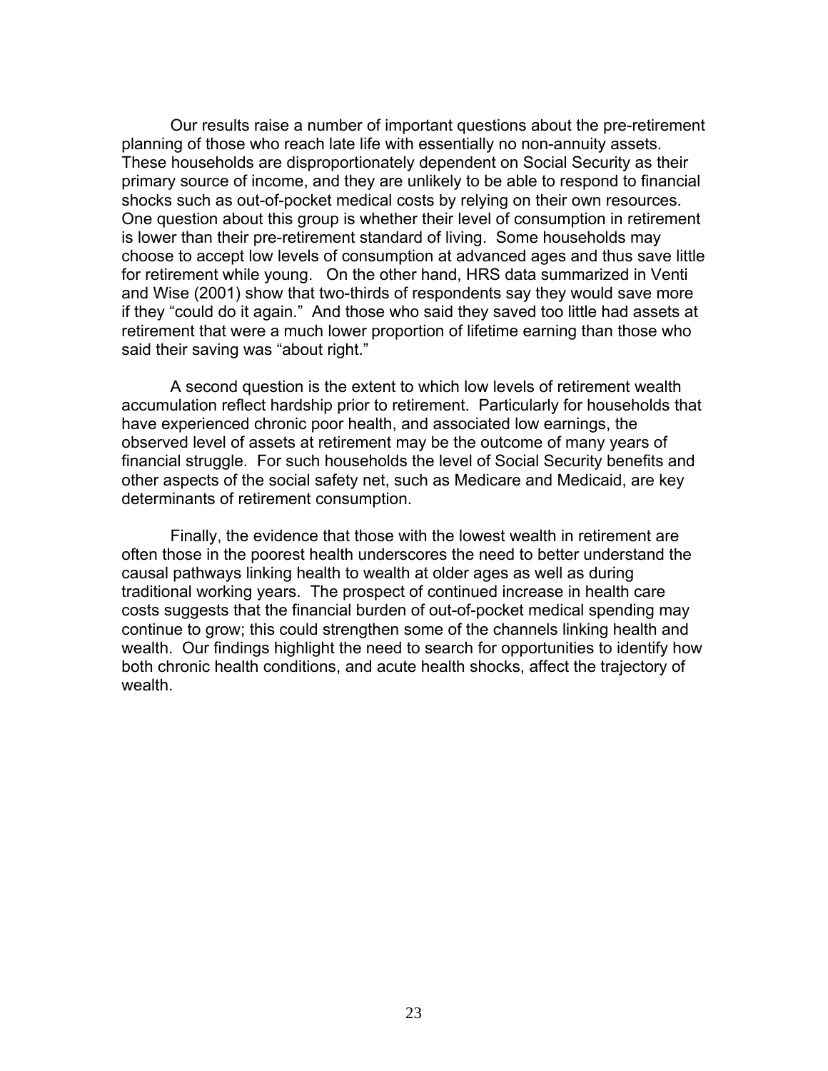Our results raise a number of important questions about the pre-retirement planning of those who reach late life with essentially no non-annuity assets. These households are disproportionately dependent on Social Security as their primary source of income, and they are unlikely to be able to respond to financial shocks such as out-of-pocket medical costs by relying on their own resources. One question about this group is whether their level of consumption in retirement is lower than their pre-retirement standard of living. Some households may choose to accept low levels of consumption at advanced ages and thus save little for retirement while young. On the other hand, HRS data summarized in Venti and Wise (2001) show that two-thirds of respondents say they would save more if they "could do it again." And those who said they saved too little had assets at retirement that were a much lower proportion of lifetime earning than those who said their saving was "about right."

A second question is the extent to which low levels of retirement wealth accumulation reflect hardship prior to retirement. Particularly for households that have experienced chronic poor health, and associated low earnings, the observed level of assets at retirement may be the outcome of many years of financial struggle. For such households the level of Social Security benefits and other aspects of the social safety net, such as Medicare and Medicaid, are key determinants of retirement consumption.

Finally, the evidence that those with the lowest wealth in retirement are often those in the poorest health underscores the need to better understand the causal pathways linking health to wealth at older ages as well as during traditional working years. The prospect of continued increase in health care costs suggests that the financial burden of out-of-pocket medical spending may continue to grow; this could strengthen some of the channels linking health and wealth. Our findings highlight the need to search for opportunities to identify how both chronic health conditions, and acute health shocks, affect the trajectory of wealth.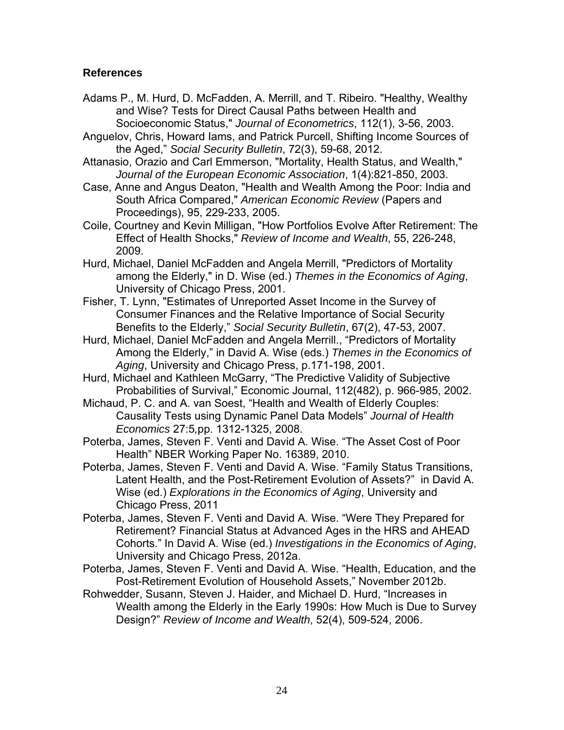### References

Adams P., M. Hurd, D. McFadden, A. Merrill, and T. Ribeiro. "Healthy, Wealthy and Wise? Tests for Direct Causal Paths between Health and Socioeconomic Status," *Journal of Econometrics*, 112(1), 3-56, 2003.

Anguelov, Chris, Howard Iams, and Patrick Purcell, Shifting Income Sources of the Aged," *Social Security Bulletin*, 72(3), 59-68, 2012.

Attanasio, Orazio and Carl Emmerson, "Mortality, Health Status, and Wealth," *Journal of the European Economic Association*, 1(4):821-850, 2003.

Case, Anne and Angus Deaton, "Health and Wealth Among the Poor: India and South Africa Compared," *American Economic Review* (Papers and Proceedings), 95, 229-233, 2005.

Coile, Courtney and Kevin Milligan, "How Portfolios Evolve After Retirement: The Effect of Health Shocks," *Review of Income and Wealth*, 55, 226-248, 2009.

Hurd, Michael, Daniel McFadden and Angela Merrill, "Predictors of Mortality among the Elderly," in D. Wise (ed.) *Themes in the Economics of Aging*, University of Chicago Press, 2001.

Fisher, T. Lynn, "Estimates of Unreported Asset Income in the Survey of Consumer Finances and the Relative Importance of Social Security Benefits to the Elderly," *Social Security Bulletin*, 67(2), 47-53, 2007.

Hurd, Michael, Daniel McFadden and Angela Merrill., "Predictors of Mortality Among the Elderly," in David A. Wise (eds.) *Themes in the Economics of Aging*, University and Chicago Press, p.171-198, 2001.

Hurd, Michael and Kathleen McGarry, "The Predictive Validity of Subjective Probabilities of Survival," Economic Journal, 112(482), p. 966-985, 2002.

Michaud, P. C. and A. van Soest, "Health and Wealth of Elderly Couples: Causality Tests using Dynamic Panel Data Models" *Journal of Health Economics* 27:5,pp. 1312-1325, 2008.

Poterba, James, Steven F. Venti and David A. Wise. "The Asset Cost of Poor Health" NBER Working Paper No. 16389, 2010.

Poterba, James, Steven F. Venti and David A. Wise. "Family Status Transitions, Latent Health, and the Post-Retirement Evolution of Assets?" in David A. Wise (ed.) *Explorations in the Economics of Aging*, University and Chicago Press, 2011

Poterba, James, Steven F. Venti and David A. Wise. "Were They Prepared for Retirement? Financial Status at Advanced Ages in the HRS and AHEAD Cohorts." In David A. Wise (ed.) *Investigations in the Economics of Aging*, University and Chicago Press, 2012a.

Poterba, James, Steven F. Venti and David A. Wise. "Health, Education, and the Post-Retirement Evolution of Household Assets," November 2012b.

Rohwedder, Susann, Steven J. Haider, and Michael D. Hurd, "Increases in Wealth among the Elderly in the Early 1990s: How Much is Due to Survey Design?" *Review of Income and Wealth*, 52(4), 509-524, 2006.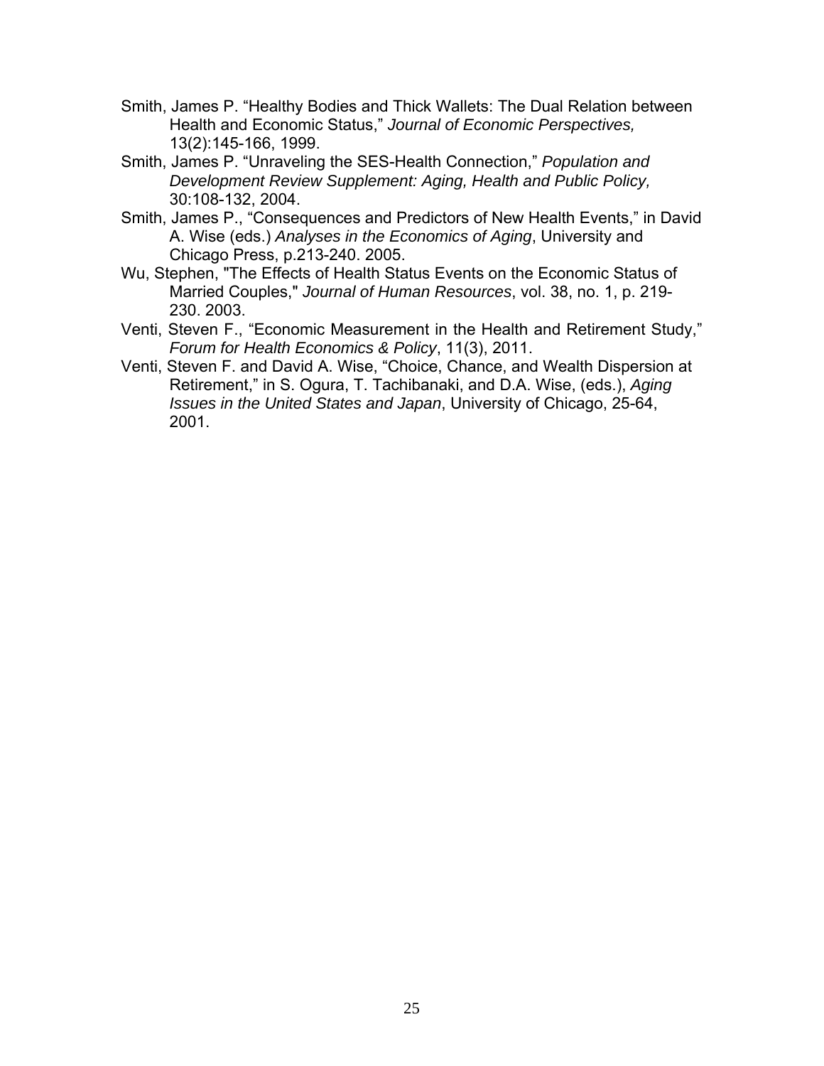Smith, James P. "Healthy Bodies and Thick Wallets: The Dual Relation between Health and Economic Status," *Journal of Economic Perspectives,* 13(2):145-166, 1999.

Smith, James P. "Unraveling the SES-Health Connection," *Population and Development Review Supplement: Aging, Health and Public Policy,* 30:108-132, 2004.

Smith, James P., "Consequences and Predictors of New Health Events," in David A. Wise (eds.) *Analyses in the Economics of Aging*, University and Chicago Press, p.213-240. 2005.

Wu, Stephen, "The Effects of Health Status Events on the Economic Status of Married Couples," *Journal of Human Resources*, vol. 38, no. 1, p. 219-230. 2003.

Venti, Steven F., "Economic Measurement in the Health and Retirement Study," *Forum for Health Economics & Policy*, 11(3), 2011.

Venti, Steven F. and David A. Wise, "Choice, Chance, and Wealth Dispersion at Retirement," in S. Ogura, T. Tachibanaki, and D.A. Wise, (eds.), *Aging Issues in the United States and Japan*, University of Chicago, 25-64, 2001.